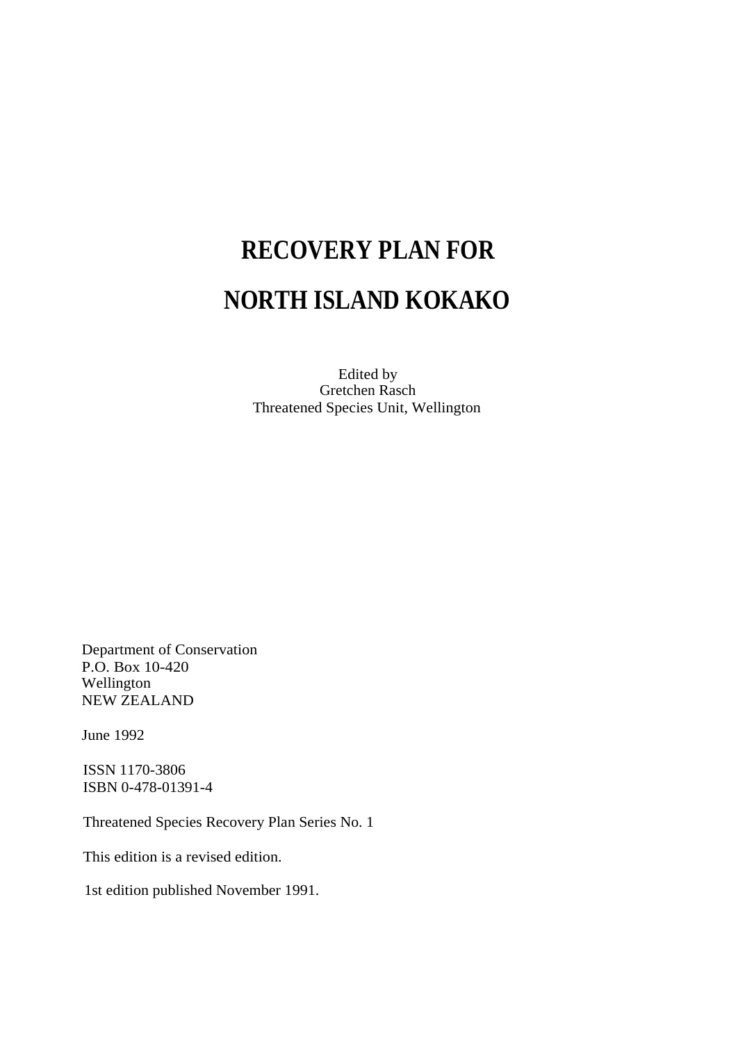# RECOVERY PLAN FOR

# NORTH ISLAND KOKAKO

Edited by
Gretchen Rasch
Threatened Species Unit, Wellington

Department of Conservation
P.O. Box 10-420
Wellington
NEW ZEALAND

June 1992

ISSN 1170-3806
ISBN 0-478-01391-4

Threatened Species Recovery Plan Series No. 1

This edition is a revised edition.

1st edition published November 1991.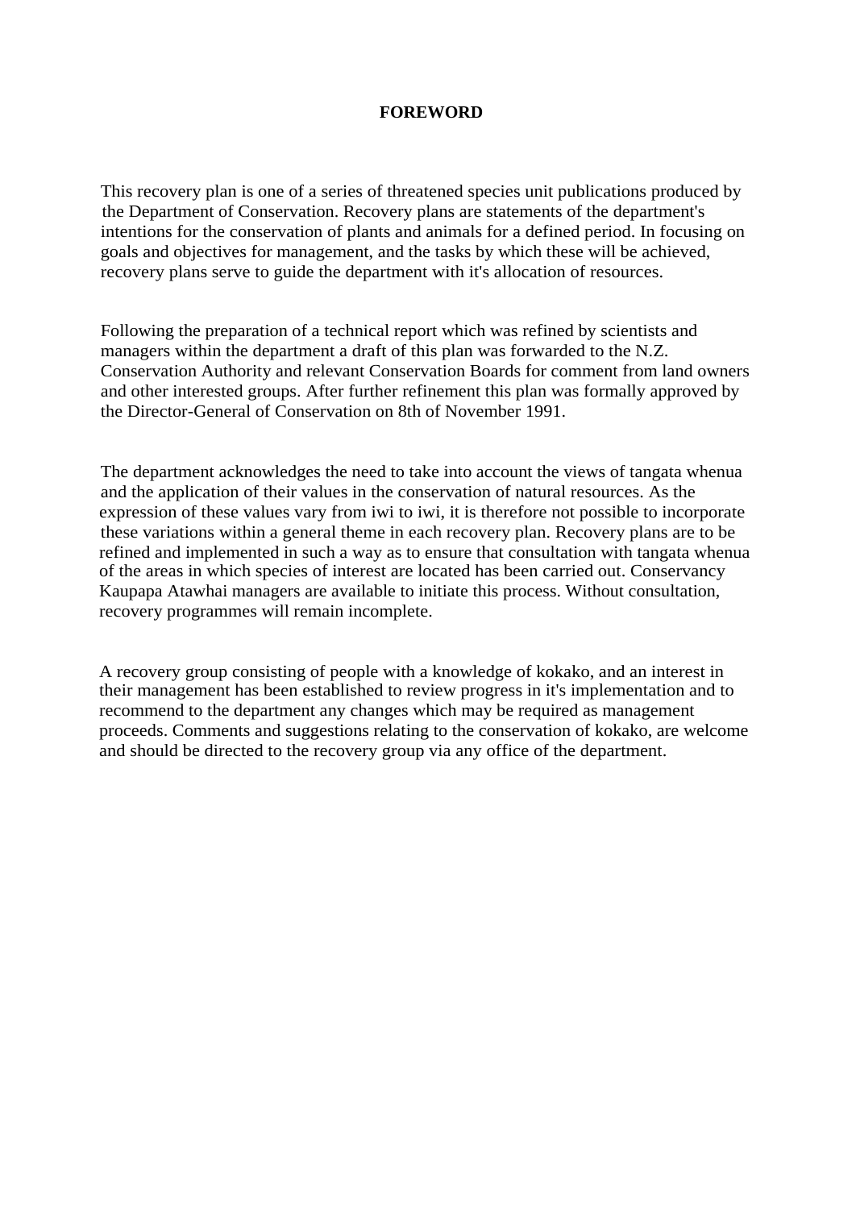# FOREWORD

This recovery plan is one of a series of threatened species unit publications produced by the Department of Conservation. Recovery plans are statements of the department's intentions for the conservation of plants and animals for a defined period. In focusing on goals and objectives for management, and the tasks by which these will be achieved, recovery plans serve to guide the department with it's allocation of resources.

Following the preparation of a technical report which was refined by scientists and managers within the department a draft of this plan was forwarded to the N.Z. Conservation Authority and relevant Conservation Boards for comment from land owners and other interested groups. After further refinement this plan was formally approved by the Director-General of Conservation on 8th of November 1991.

The department acknowledges the need to take into account the views of tangata whenua and the application of their values in the conservation of natural resources. As the expression of these values vary from iwi to iwi, it is therefore not possible to incorporate these variations within a general theme in each recovery plan. Recovery plans are to be refined and implemented in such a way as to ensure that consultation with tangata whenua of the areas in which species of interest are located has been carried out. Conservancy Kaupapa Atawhai managers are available to initiate this process. Without consultation, recovery programmes will remain incomplete.

A recovery group consisting of people with a knowledge of kokako, and an interest in their management has been established to review progress in it's implementation and to recommend to the department any changes which may be required as management proceeds. Comments and suggestions relating to the conservation of kokako, are welcome and should be directed to the recovery group via any office of the department.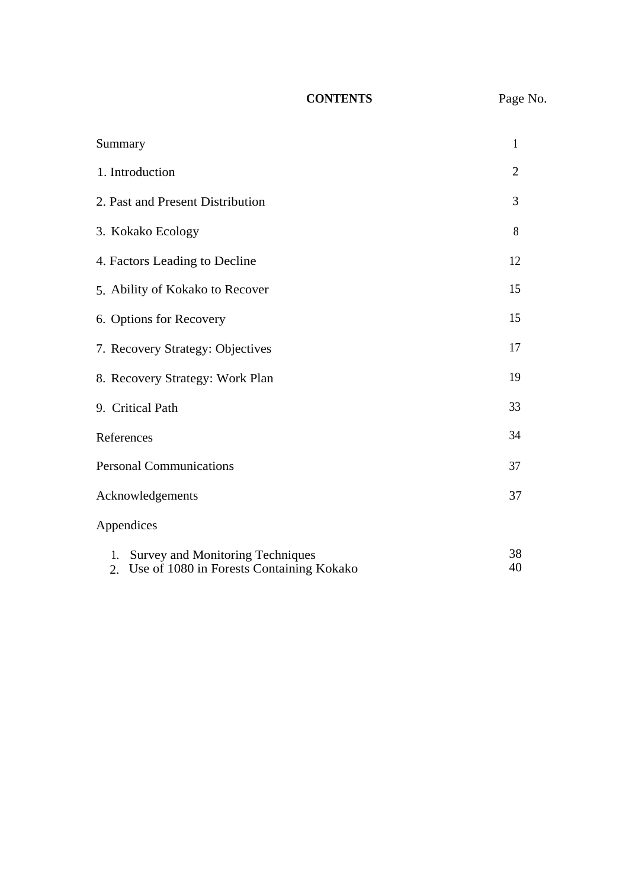# CONTENTS

| | Page No. |
|---|---|
| Summary | 1 |
| 1. Introduction | 2 |
| 2. Past and Present Distribution | 3 |
| 3. Kokako Ecology | 8 |
| 4. Factors Leading to Decline | 12 |
| 5. Ability of Kokako to Recover | 15 |
| 6. Options for Recovery | 15 |
| 7. Recovery Strategy: Objectives | 17 |
| 8. Recovery Strategy: Work Plan | 19 |
| 9. Critical Path | 33 |
| References | 34 |
| Personal Communications | 37 |
| Acknowledgements | 37 |
| Appendices | |
| 1. Survey and Monitoring Techniques | 38 |
| 2. Use of 1080 in Forests Containing Kokako | 40 |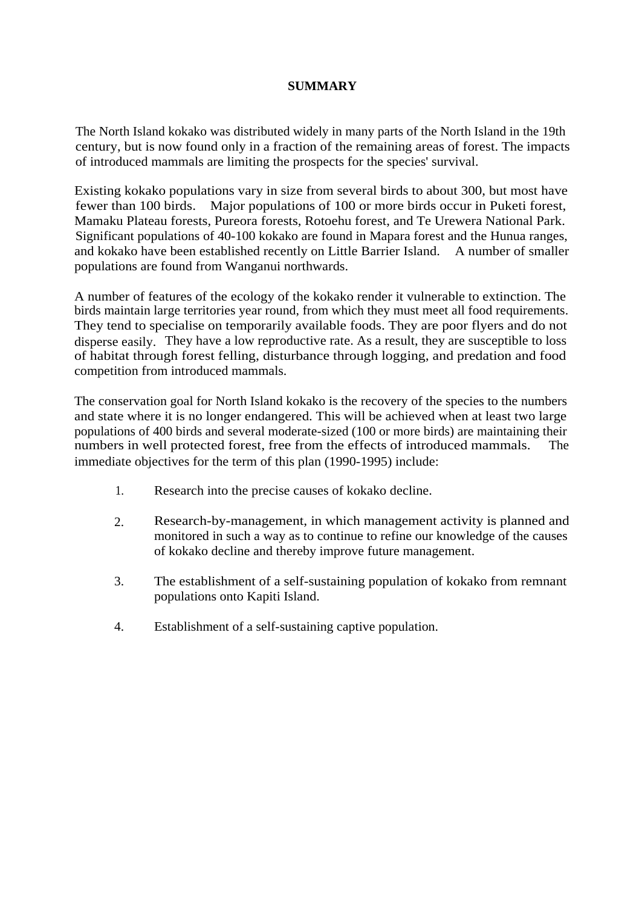# SUMMARY

The North Island kokako was distributed widely in many parts of the North Island in the 19th century, but is now found only in a fraction of the remaining areas of forest. The impacts of introduced mammals are limiting the prospects for the species' survival.

Existing kokako populations vary in size from several birds to about 300, but most have fewer than 100 birds. Major populations of 100 or more birds occur in Puketi forest, Mamaku Plateau forests, Pureora forests, Rotoehu forest, and Te Urewera National Park. Significant populations of 40-100 kokako are found in Mapara forest and the Hunua ranges, and kokako have been established recently on Little Barrier Island. A number of smaller populations are found from Wanganui northwards.

A number of features of the ecology of the kokako render it vulnerable to extinction. The birds maintain large territories year round, from which they must meet all food requirements. They tend to specialise on temporarily available foods. They are poor flyers and do not disperse easily. They have a low reproductive rate. As a result, they are susceptible to loss of habitat through forest felling, disturbance through logging, and predation and food competition from introduced mammals.

The conservation goal for North Island kokako is the recovery of the species to the numbers and state where it is no longer endangered. This will be achieved when at least two large populations of 400 birds and several moderate-sized (100 or more birds) are maintaining their numbers in well protected forest, free from the effects of introduced mammals. The immediate objectives for the term of this plan (1990-1995) include:

1. Research into the precise causes of kokako decline.

2. Research-by-management, in which management activity is planned and monitored in such a way as to continue to refine our knowledge of the causes of kokako decline and thereby improve future management.

3. The establishment of a self-sustaining population of kokako from remnant populations onto Kapiti Island.

4. Establishment of a self-sustaining captive population.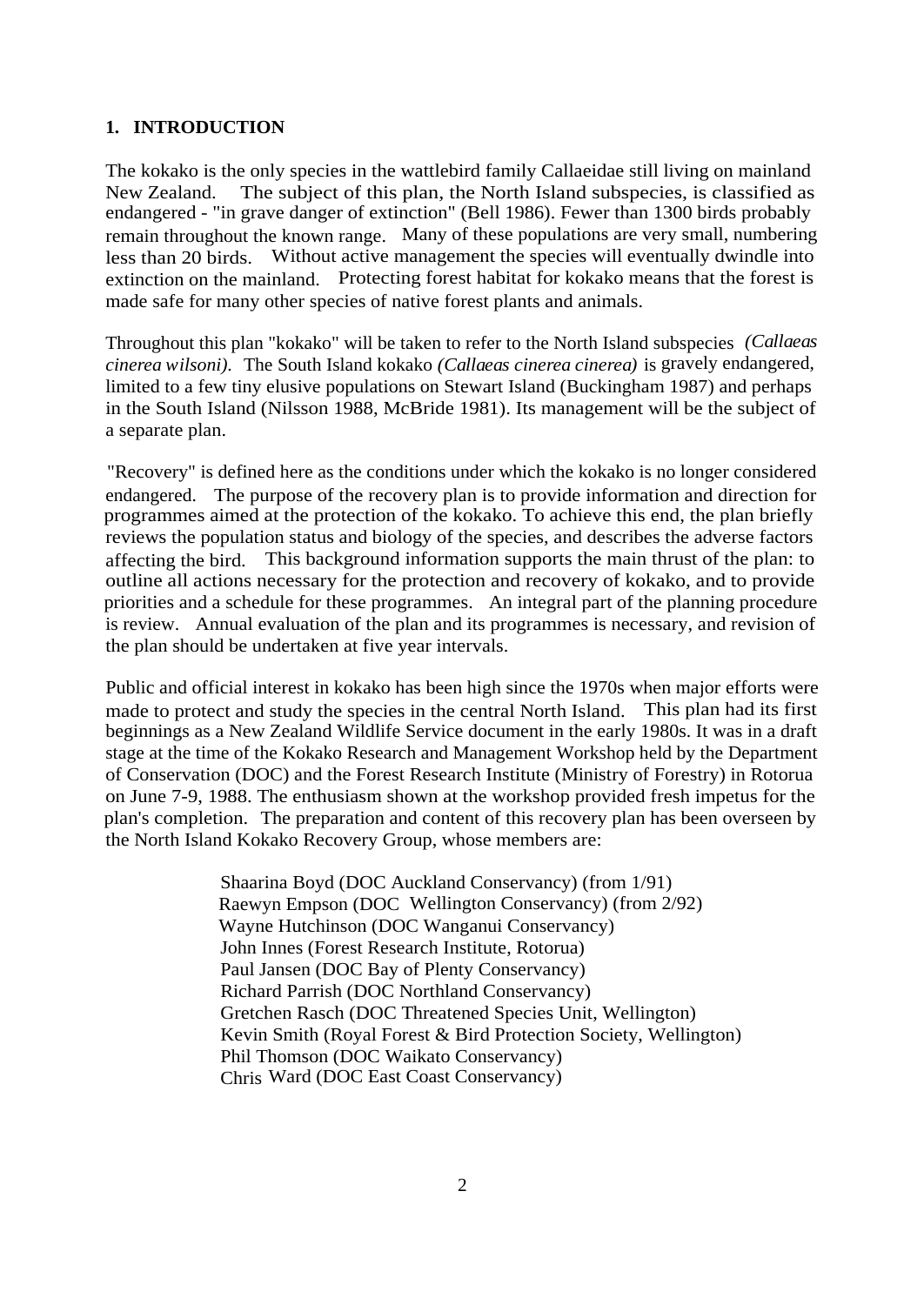## 1. INTRODUCTION

The kokako is the only species in the wattlebird family Callaeidae still living on mainland New Zealand. The subject of this plan, the North Island subspecies, is classified as endangered - "in grave danger of extinction" (Bell 1986). Fewer than 1300 birds probably remain throughout the known range. Many of these populations are very small, numbering less than 20 birds. Without active management the species will eventually dwindle into extinction on the mainland. Protecting forest habitat for kokako means that the forest is made safe for many other species of native forest plants and animals.

Throughout this plan "kokako" will be taken to refer to the North Island subspecies *(Callaeas cinerea wilsoni)*. The South Island kokako *(Callaeas cinerea cinerea)* is gravely endangered, limited to a few tiny elusive populations on Stewart Island (Buckingham 1987) and perhaps in the South Island (Nilsson 1988, McBride 1981). Its management will be the subject of a separate plan.

"Recovery" is defined here as the conditions under which the kokako is no longer considered endangered. The purpose of the recovery plan is to provide information and direction for programmes aimed at the protection of the kokako. To achieve this end, the plan briefly reviews the population status and biology of the species, and describes the adverse factors affecting the bird. This background information supports the main thrust of the plan: to outline all actions necessary for the protection and recovery of kokako, and to provide priorities and a schedule for these programmes. An integral part of the planning procedure is review. Annual evaluation of the plan and its programmes is necessary, and revision of the plan should be undertaken at five year intervals.

Public and official interest in kokako has been high since the 1970s when major efforts were made to protect and study the species in the central North Island. This plan had its first beginnings as a New Zealand Wildlife Service document in the early 1980s. It was in a draft stage at the time of the Kokako Research and Management Workshop held by the Department of Conservation (DOC) and the Forest Research Institute (Ministry of Forestry) in Rotorua on June 7-9, 1988. The enthusiasm shown at the workshop provided fresh impetus for the plan's completion. The preparation and content of this recovery plan has been overseen by the North Island Kokako Recovery Group, whose members are:

Shaarina Boyd (DOC Auckland Conservancy) (from 1/91)
Raewyn Empson (DOC Wellington Conservancy) (from 2/92)
Wayne Hutchinson (DOC Wanganui Conservancy)
John Innes (Forest Research Institute, Rotorua)
Paul Jansen (DOC Bay of Plenty Conservancy)
Richard Parrish (DOC Northland Conservancy)
Gretchen Rasch (DOC Threatened Species Unit, Wellington)
Kevin Smith (Royal Forest & Bird Protection Society, Wellington)
Phil Thomson (DOC Waikato Conservancy)
Chris Ward (DOC East Coast Conservancy)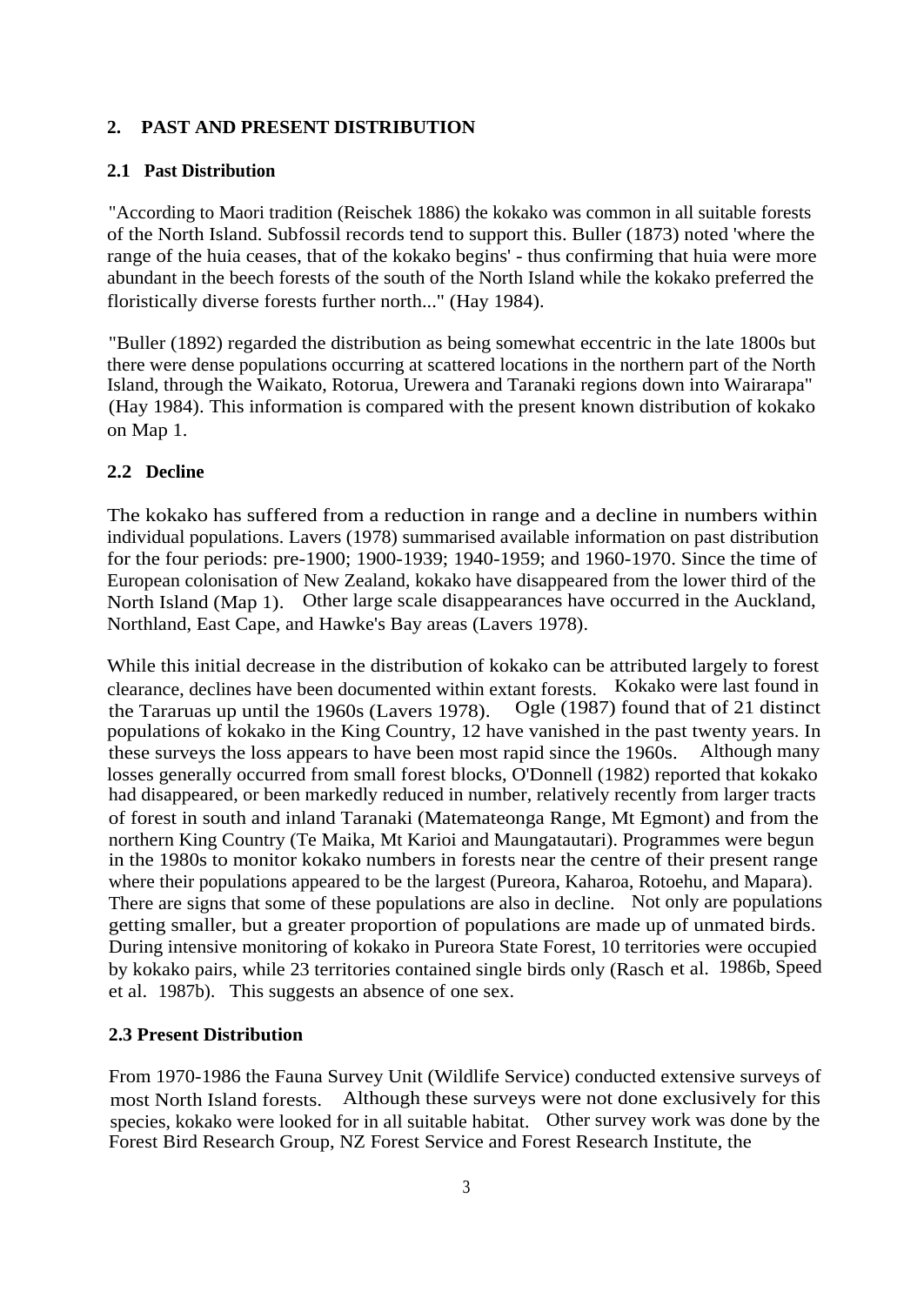## 2. PAST AND PRESENT DISTRIBUTION

### 2.1 Past Distribution

"According to Maori tradition (Reischek 1886) the kokako was common in all suitable forests of the North Island. Subfossil records tend to support this. Buller (1873) noted 'where the range of the huia ceases, that of the kokako begins' - thus confirming that huia were more abundant in the beech forests of the south of the North Island while the kokako preferred the floristically diverse forests further north..." (Hay 1984).

"Buller (1892) regarded the distribution as being somewhat eccentric in the late 1800s but there were dense populations occurring at scattered locations in the northern part of the North Island, through the Waikato, Rotorua, Urewera and Taranaki regions down into Wairarapa" (Hay 1984). This information is compared with the present known distribution of kokako on Map 1.

### 2.2 Decline

The kokako has suffered from a reduction in range and a decline in numbers within individual populations. Lavers (1978) summarised available information on past distribution for the four periods: pre-1900; 1900-1939; 1940-1959; and 1960-1970. Since the time of European colonisation of New Zealand, kokako have disappeared from the lower third of the North Island (Map 1). Other large scale disappearances have occurred in the Auckland, Northland, East Cape, and Hawke's Bay areas (Lavers 1978).

While this initial decrease in the distribution of kokako can be attributed largely to forest clearance, declines have been documented within extant forests. Kokako were last found in the Tararuas up until the 1960s (Lavers 1978). Ogle (1987) found that of 21 distinct populations of kokako in the King Country, 12 have vanished in the past twenty years. In these surveys the loss appears to have been most rapid since the 1960s. Although many losses generally occurred from small forest blocks, O'Donnell (1982) reported that kokako had disappeared, or been markedly reduced in number, relatively recently from larger tracts of forest in south and inland Taranaki (Matemateonga Range, Mt Egmont) and from the northern King Country (Te Maika, Mt Karioi and Maungatautari). Programmes were begun in the 1980s to monitor kokako numbers in forests near the centre of their present range where their populations appeared to be the largest (Pureora, Kaharoa, Rotoehu, and Mapara). There are signs that some of these populations are also in decline. Not only are populations getting smaller, but a greater proportion of populations are made up of unmated birds. During intensive monitoring of kokako in Pureora State Forest, 10 territories were occupied by kokako pairs, while 23 territories contained single birds only (Rasch *et al.* 1986b, Speed *et al.* 1987b). This suggests an absence of one sex.

### 2.3 Present Distribution

From 1970-1986 the Fauna Survey Unit (Wildlife Service) conducted extensive surveys of most North Island forests. Although these surveys were not done exclusively for this species, kokako were looked for in all suitable habitat. Other survey work was done by the Forest Bird Research Group, NZ Forest Service and Forest Research Institute, the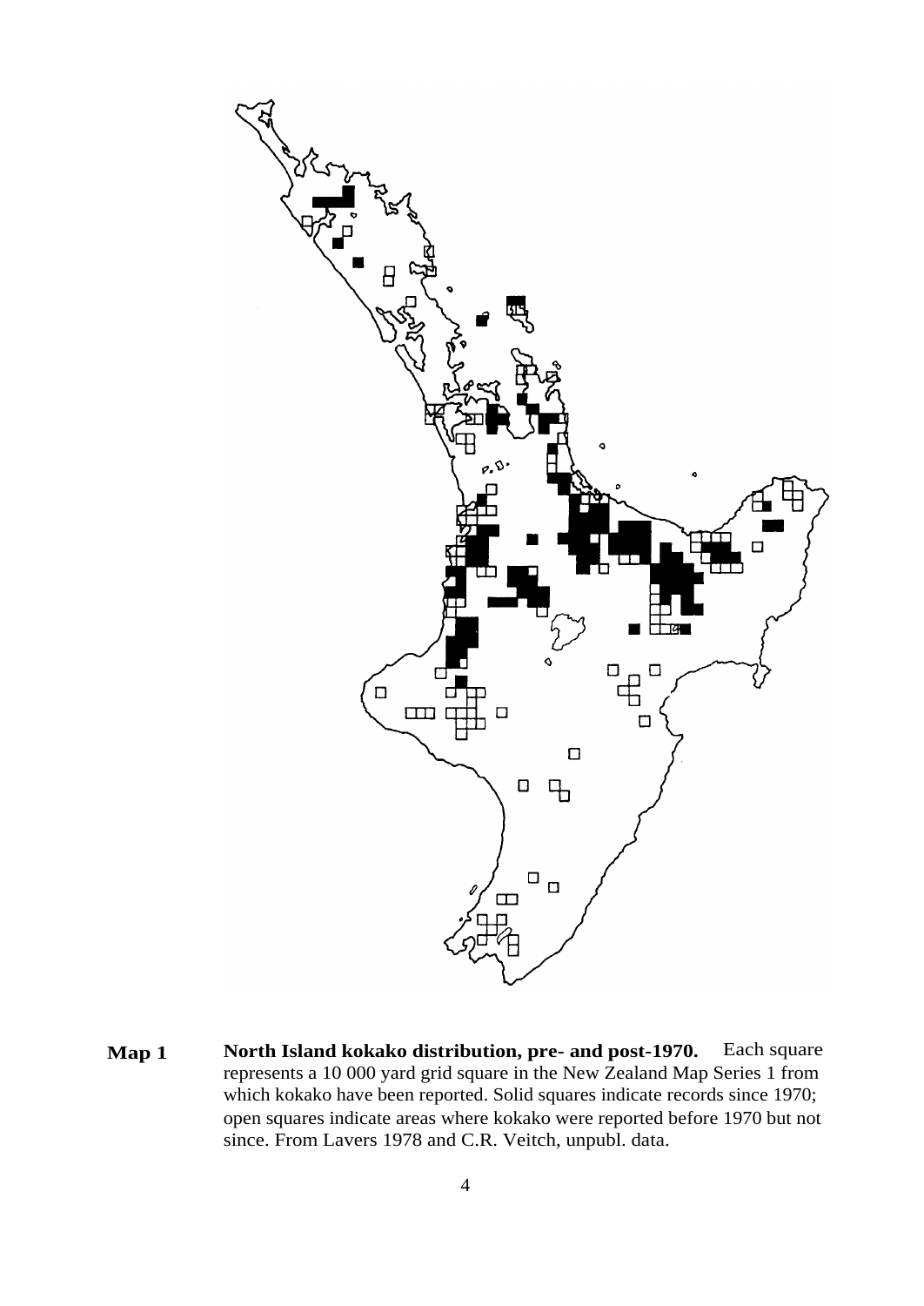**Map 1** **North Island kokako distribution, pre- and post-1970.** Each square represents a 10 000 yard grid square in the New Zealand Map Series 1 from which kokako have been reported. Solid squares indicate records since 1970; open squares indicate areas where kokako were reported before 1970 but not since. From Lavers 1978 and C.R. Veitch, unpubl. data.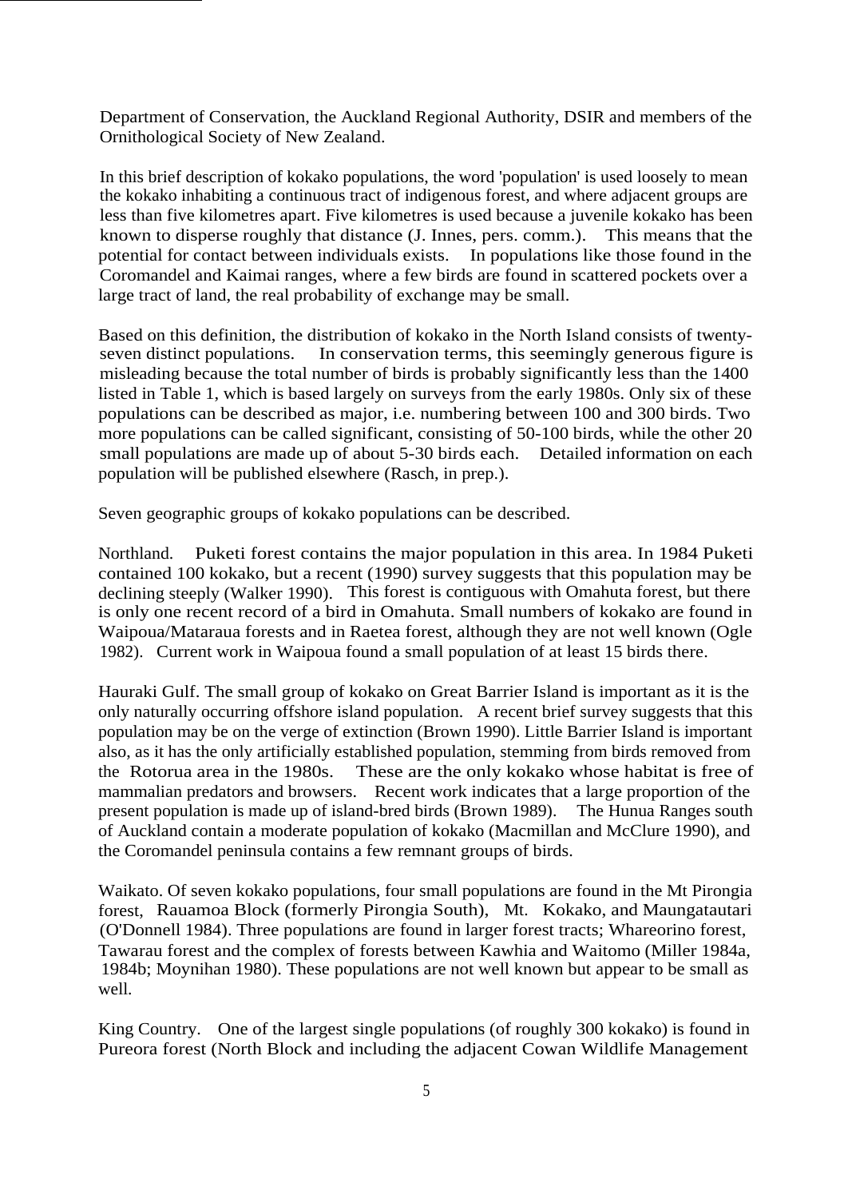Department of Conservation, the Auckland Regional Authority, DSIR and members of the Ornithological Society of New Zealand.

In this brief description of kokako populations, the word 'population' is used loosely to mean the kokako inhabiting a continuous tract of indigenous forest, and where adjacent groups are less than five kilometres apart. Five kilometres is used because a juvenile kokako has been known to disperse roughly that distance (J. Innes, pers. comm.). This means that the potential for contact between individuals exists. In populations like those found in the Coromandel and Kaimai ranges, where a few birds are found in scattered pockets over a large tract of land, the real probability of exchange may be small.

Based on this definition, the distribution of kokako in the North Island consists of twenty-seven distinct populations. In conservation terms, this seemingly generous figure is misleading because the total number of birds is probably significantly less than the 1400 listed in Table 1, which is based largely on surveys from the early 1980s. Only six of these populations can be described as major, i.e. numbering between 100 and 300 birds. Two more populations can be called significant, consisting of 50-100 birds, while the other 20 small populations are made up of about 5-30 birds each. Detailed information on each population will be published elsewhere (Rasch, in prep.).

Seven geographic groups of kokako populations can be described.

Northland. Puketi forest contains the major population in this area. In 1984 Puketi contained 100 kokako, but a recent (1990) survey suggests that this population may be declining steeply (Walker 1990). This forest is contiguous with Omahuta forest, but there is only one recent record of a bird in Omahuta. Small numbers of kokako are found in Waipoua/Mataraua forests and in Raetea forest, although they are not well known (Ogle 1982). Current work in Waipoua found a small population of at least 15 birds there.

Hauraki Gulf. The small group of kokako on Great Barrier Island is important as it is the only naturally occurring offshore island population. A recent brief survey suggests that this population may be on the verge of extinction (Brown 1990). Little Barrier Island is important also, as it has the only artificially established population, stemming from birds removed from the Rotorua area in the 1980s. These are the only kokako whose habitat is free of mammalian predators and browsers. Recent work indicates that a large proportion of the present population is made up of island-bred birds (Brown 1989). The Hunua Ranges south of Auckland contain a moderate population of kokako (Macmillan and McClure 1990), and the Coromandel peninsula contains a few remnant groups of birds.

Waikato. Of seven kokako populations, four small populations are found in the Mt Pirongia forest, Rauamoa Block (formerly Pirongia South), Mt. Kokako, and Maungatautari (O'Donnell 1984). Three populations are found in larger forest tracts; Whareorino forest, Tawarau forest and the complex of forests between Kawhia and Waitomo (Miller 1984a, 1984b; Moynihan 1980). These populations are not well known but appear to be small as well.

King Country. One of the largest single populations (of roughly 300 kokako) is found in Pureora forest (North Block and including the adjacent Cowan Wildlife Management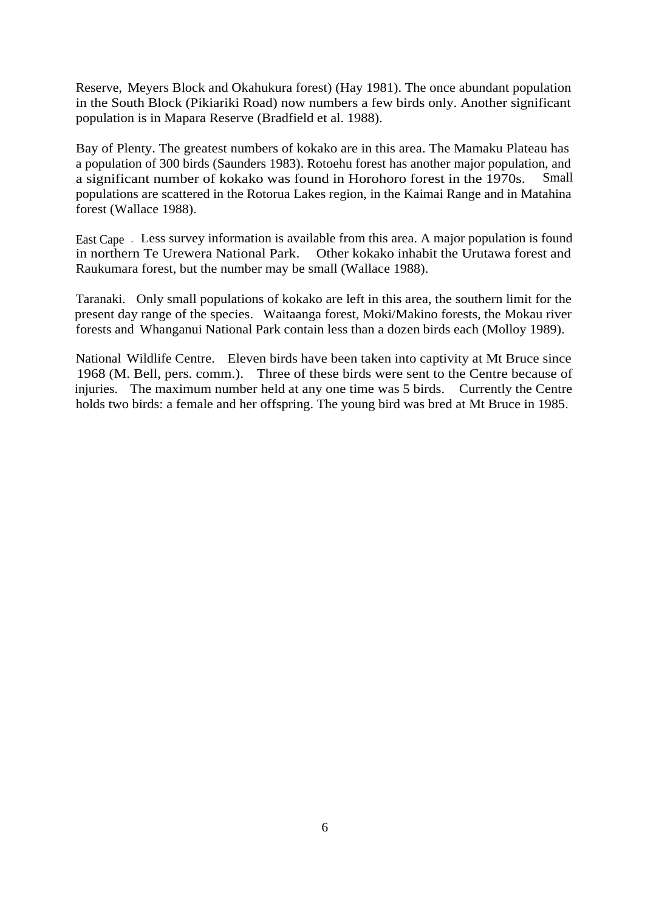Reserve, Meyers Block and Okahukura forest) (Hay 1981). The once abundant population in the South Block (Pikiariki Road) now numbers a few birds only. Another significant population is in Mapara Reserve (Bradfield et al. 1988).

Bay of Plenty. The greatest numbers of kokako are in this area. The Mamaku Plateau has a population of 300 birds (Saunders 1983). Rotoehu forest has another major population, and a significant number of kokako was found in Horohoro forest in the 1970s. Small populations are scattered in the Rotorua Lakes region, in the Kaimai Range and in Matahina forest (Wallace 1988).

East Cape. Less survey information is available from this area. A major population is found in northern Te Urewera National Park. Other kokako inhabit the Urutawa forest and Raukumara forest, but the number may be small (Wallace 1988).

Taranaki. Only small populations of kokako are left in this area, the southern limit for the present day range of the species. Waitaanga forest, Moki/Makino forests, the Mokau river forests and Whanganui National Park contain less than a dozen birds each (Molloy 1989).

National Wildlife Centre. Eleven birds have been taken into captivity at Mt Bruce since 1968 (M. Bell, pers. comm.). Three of these birds were sent to the Centre because of injuries. The maximum number held at any one time was 5 birds. Currently the Centre holds two birds: a female and her offspring. The young bird was bred at Mt Bruce in 1985.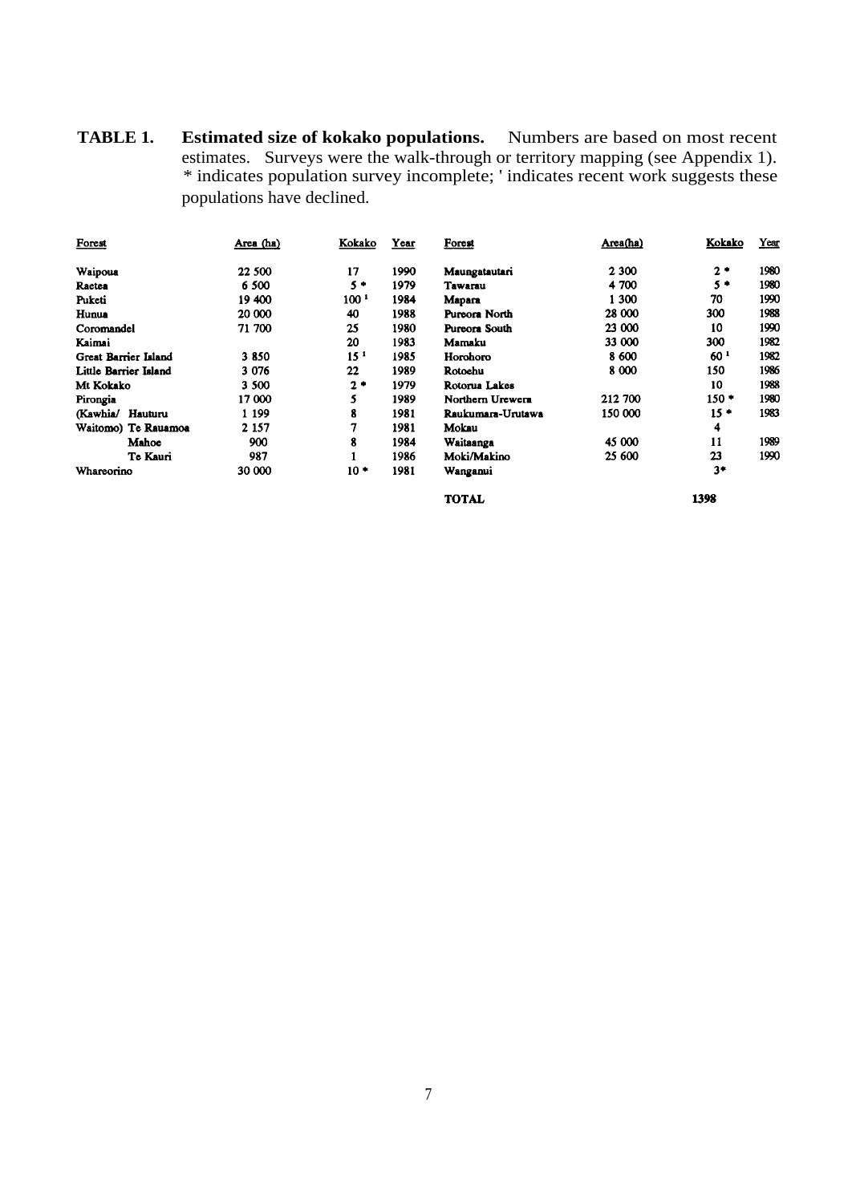**TABLE 1. Estimated size of kokako populations.** Numbers are based on most recent estimates. Surveys were the walk-through or territory mapping (see Appendix 1). * indicates population survey incomplete; ' indicates recent work suggests these populations have declined.

| Forest | Area (ha) | Kokako | Year | Forest | Area(ha) | Kokako | Year |
|---|---|---|---|---|---|---|---|
| Waipoua | 22 500 | 17 | 1990 | Maungatautari | 2 300 | 2 * | 1980 |
| Raetea | 6 500 | 5 * | 1979 | Tawarau | 4 700 | 5 * | 1980 |
| Puketi | 19 400 | 100 ' | 1984 | Mapara | 1 300 | 70 | 1990 |
| Hunua | 20 000 | 40 | 1988 | Pureora North | 28 000 | 300 | 1988 |
| Coromandel | 71 700 | 25 | 1980 | Pureora South | 23 000 | 10 | 1990 |
| Kaimai | | 20 | 1983 | Mamaku | 33 000 | 300 | 1982 |
| Great Barrier Island | 3 850 | 15 ' | 1985 | Horohoro | 8 600 | 60 ' | 1982 |
| Little Barrier Island | 3 076 | 22 | 1989 | Rotoehu | 8 000 | 150 | 1986 |
| Mt Kokako | 3 500 | 2 * | 1979 | Rotorua Lakes | | 10 | 1988 |
| Pirongia | 17 000 | 5 | 1989 | Northern Urewera | 212 700 | 150 * | 1980 |
| (Kawhia/ Hauturu | 1 199 | 8 | 1981 | Raukumara-Urutawa | 150 000 | 15 * | 1983 |
| Waitomo) Te Rauamoa | 2 157 | 7 | 1981 | Mokau | | 4 | |
| Mahoe | 900 | 8 | 1984 | Waitaanga | 45 000 | 11 | 1989 |
| Te Kauri | 987 | 1 | 1986 | Moki/Makino | 25 600 | 23 | 1990 |
| Whareorino | 30 000 | 10 * | 1981 | Wanganui | | 3* | |
| | | | | **TOTAL** | | **1398** | |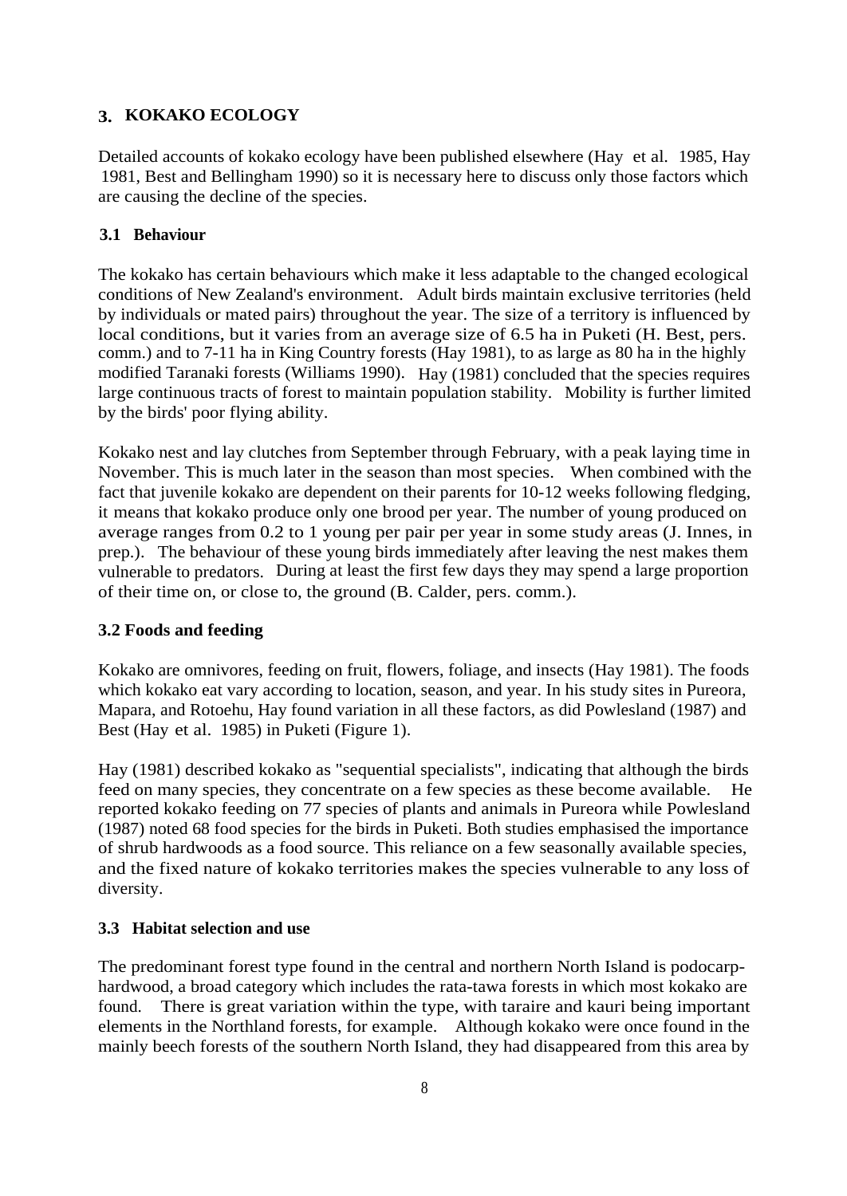## 3. KOKAKO ECOLOGY

Detailed accounts of kokako ecology have been published elsewhere (Hay et al. 1985, Hay 1981, Best and Bellingham 1990) so it is necessary here to discuss only those factors which are causing the decline of the species.

### 3.1 Behaviour

The kokako has certain behaviours which make it less adaptable to the changed ecological conditions of New Zealand's environment. Adult birds maintain exclusive territories (held by individuals or mated pairs) throughout the year. The size of a territory is influenced by local conditions, but it varies from an average size of 6.5 ha in Puketi (H. Best, pers. comm.) and to 7-11 ha in King Country forests (Hay 1981), to as large as 80 ha in the highly modified Taranaki forests (Williams 1990). Hay (1981) concluded that the species requires large continuous tracts of forest to maintain population stability. Mobility is further limited by the birds' poor flying ability.

Kokako nest and lay clutches from September through February, with a peak laying time in November. This is much later in the season than most species. When combined with the fact that juvenile kokako are dependent on their parents for 10-12 weeks following fledging, it means that kokako produce only one brood per year. The number of young produced on average ranges from 0.2 to 1 young per pair per year in some study areas (J. Innes, in prep.). The behaviour of these young birds immediately after leaving the nest makes them vulnerable to predators. During at least the first few days they may spend a large proportion of their time on, or close to, the ground (B. Calder, pers. comm.).

### 3.2 Foods and feeding

Kokako are omnivores, feeding on fruit, flowers, foliage, and insects (Hay 1981). The foods which kokako eat vary according to location, season, and year. In his study sites in Pureora, Mapara, and Rotoehu, Hay found variation in all these factors, as did Powlesland (1987) and Best (Hay et al. 1985) in Puketi (Figure 1).

Hay (1981) described kokako as "sequential specialists", indicating that although the birds feed on many species, they concentrate on a few species as these become available. He reported kokako feeding on 77 species of plants and animals in Pureora while Powlesland (1987) noted 68 food species for the birds in Puketi. Both studies emphasised the importance of shrub hardwoods as a food source. This reliance on a few seasonally available species, and the fixed nature of kokako territories makes the species vulnerable to any loss of diversity.

### 3.3 Habitat selection and use

The predominant forest type found in the central and northern North Island is podocarp-hardwood, a broad category which includes the rata-tawa forests in which most kokako are found. There is great variation within the type, with taraire and kauri being important elements in the Northland forests, for example. Although kokako were once found in the mainly beech forests of the southern North Island, they had disappeared from this area by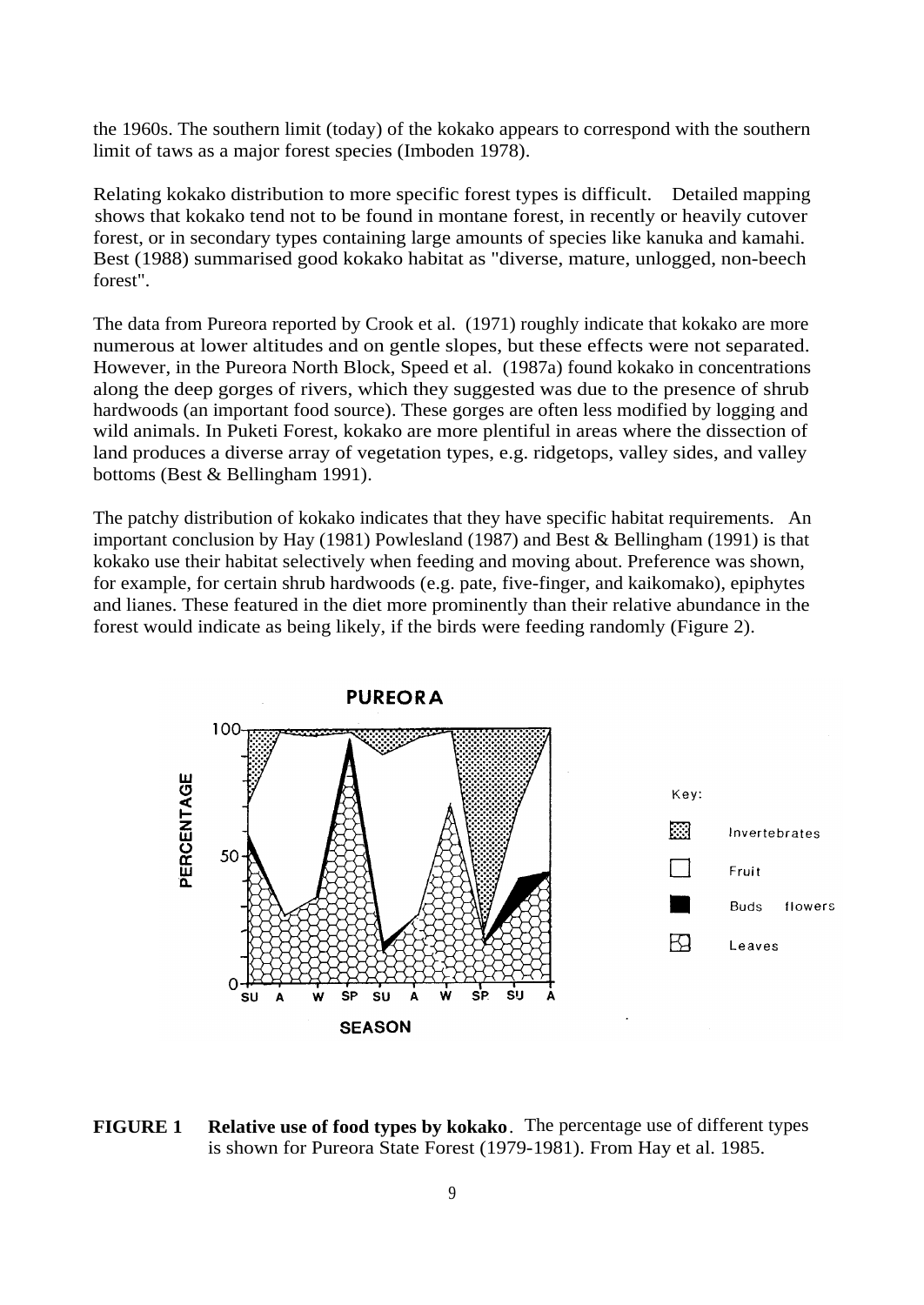the 1960s. The southern limit (today) of the kokako appears to correspond with the southern limit of taws as a major forest species (Imboden 1978).

Relating kokako distribution to more specific forest types is difficult. Detailed mapping shows that kokako tend not to be found in montane forest, in recently or heavily cutover forest, or in secondary types containing large amounts of species like kanuka and kamahi. Best (1988) summarised good kokako habitat as "diverse, mature, unlogged, non-beech forest".

The data from Pureora reported by Crook et al. (1971) roughly indicate that kokako are more numerous at lower altitudes and on gentle slopes, but these effects were not separated. However, in the Pureora North Block, Speed et al. (1987a) found kokako in concentrations along the deep gorges of rivers, which they suggested was due to the presence of shrub hardwoods (an important food source). These gorges are often less modified by logging and wild animals. In Puketi Forest, kokako are more plentiful in areas where the dissection of land produces a diverse array of vegetation types, e.g. ridgetops, valley sides, and valley bottoms (Best & Bellingham 1991).

The patchy distribution of kokako indicates that they have specific habitat requirements. An important conclusion by Hay (1981) Powlesland (1987) and Best & Bellingham (1991) is that kokako use their habitat selectively when feeding and moving about. Preference was shown, for example, for certain shrub hardwoods (e.g. pate, five-finger, and kaikomako), epiphytes and lianes. These featured in the diet more prominently than their relative abundance in the forest would indicate as being likely, if the birds were feeding randomly (Figure 2).

**FIGURE 1 Relative use of food types by kokako**. The percentage use of different types is shown for Pureora State Forest (1979-1981). From Hay et al. 1985.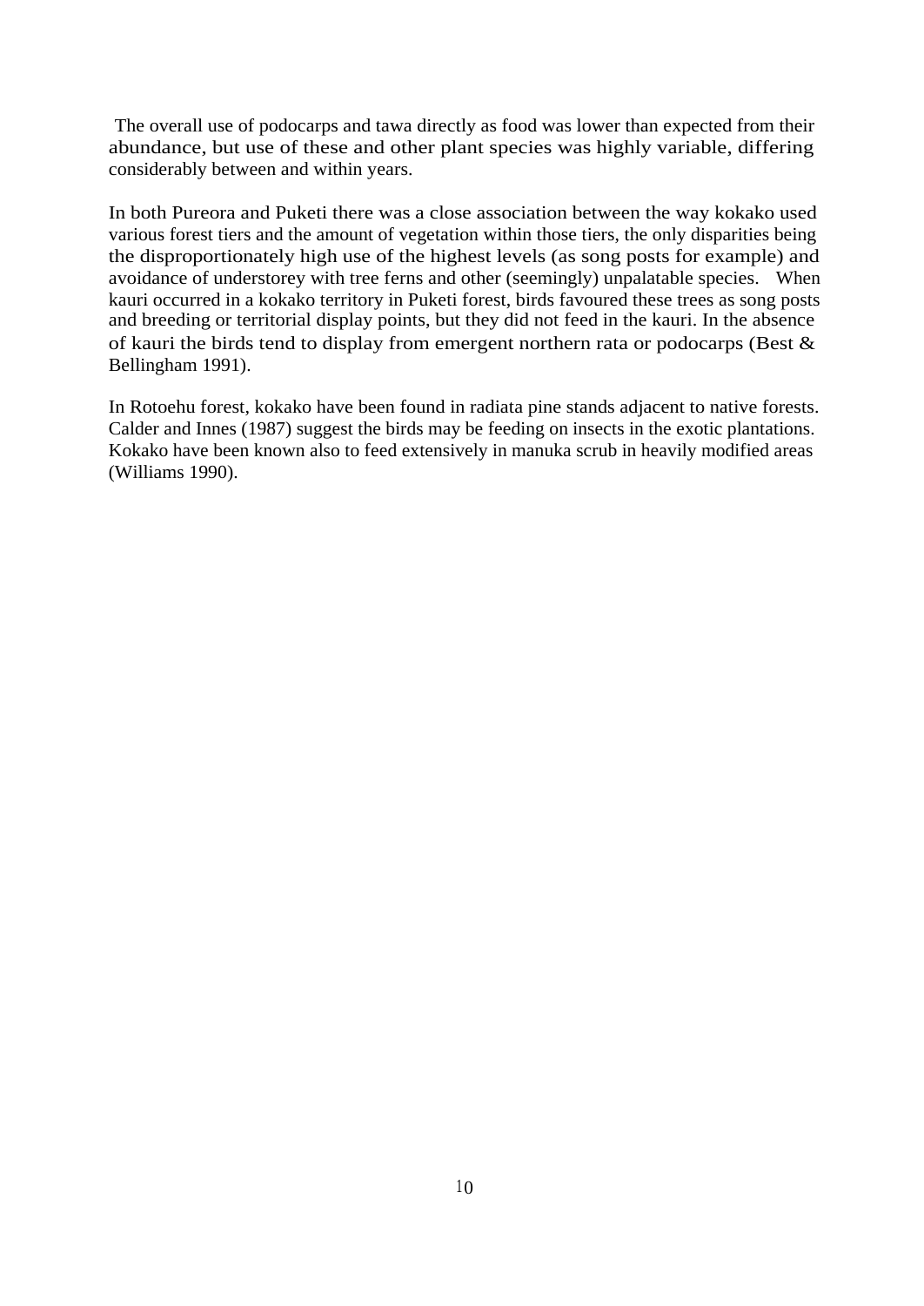The overall use of podocarps and tawa directly as food was lower than expected from their abundance, but use of these and other plant species was highly variable, differing considerably between and within years.

In both Pureora and Puketi there was a close association between the way kokako used various forest tiers and the amount of vegetation within those tiers, the only disparities being the disproportionately high use of the highest levels (as song posts for example) and avoidance of understorey with tree ferns and other (seemingly) unpalatable species. When kauri occurred in a kokako territory in Puketi forest, birds favoured these trees as song posts and breeding or territorial display points, but they did not feed in the kauri. In the absence of kauri the birds tend to display from emergent northern rata or podocarps (Best & Bellingham 1991).

In Rotoehu forest, kokako have been found in radiata pine stands adjacent to native forests. Calder and Innes (1987) suggest the birds may be feeding on insects in the exotic plantations. Kokako have been known also to feed extensively in manuka scrub in heavily modified areas (Williams 1990).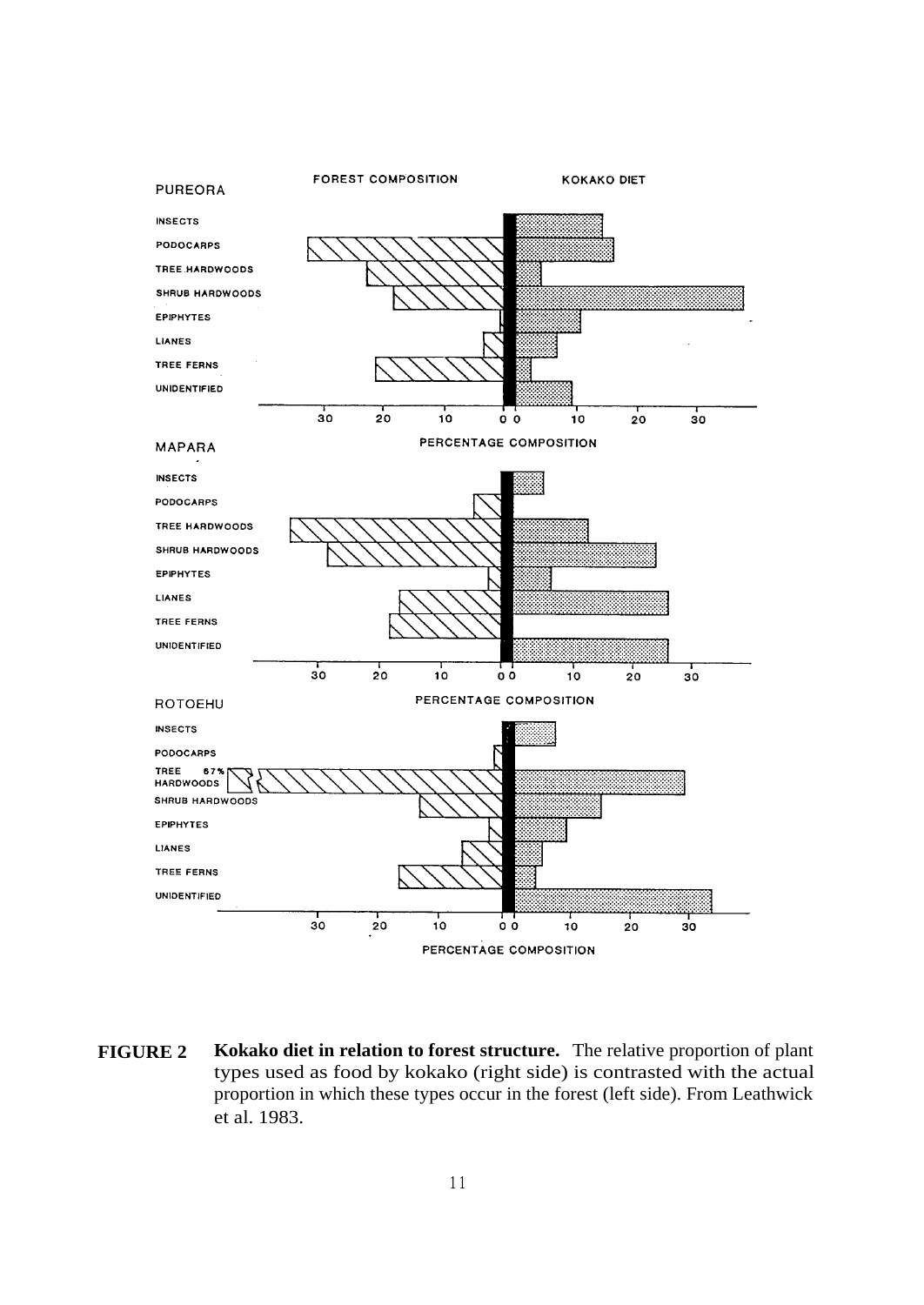FORECAST COMPOSITION

**FIGURE 2 Kokako diet in relation to forest structure.** The relative proportion of plant types used as food by kokako (right side) is contrasted with the actual proportion in which these types occur in the forest (left side). From Leathwick et al. 1983.

**FIGURE 2 Kokako diet in relation to forest structure.** The relative proportion of plant types used as food by kokako (right side) is contrasted with the actual proportion in which these types occur in the forest (left side). From Leathwick et al. 1983.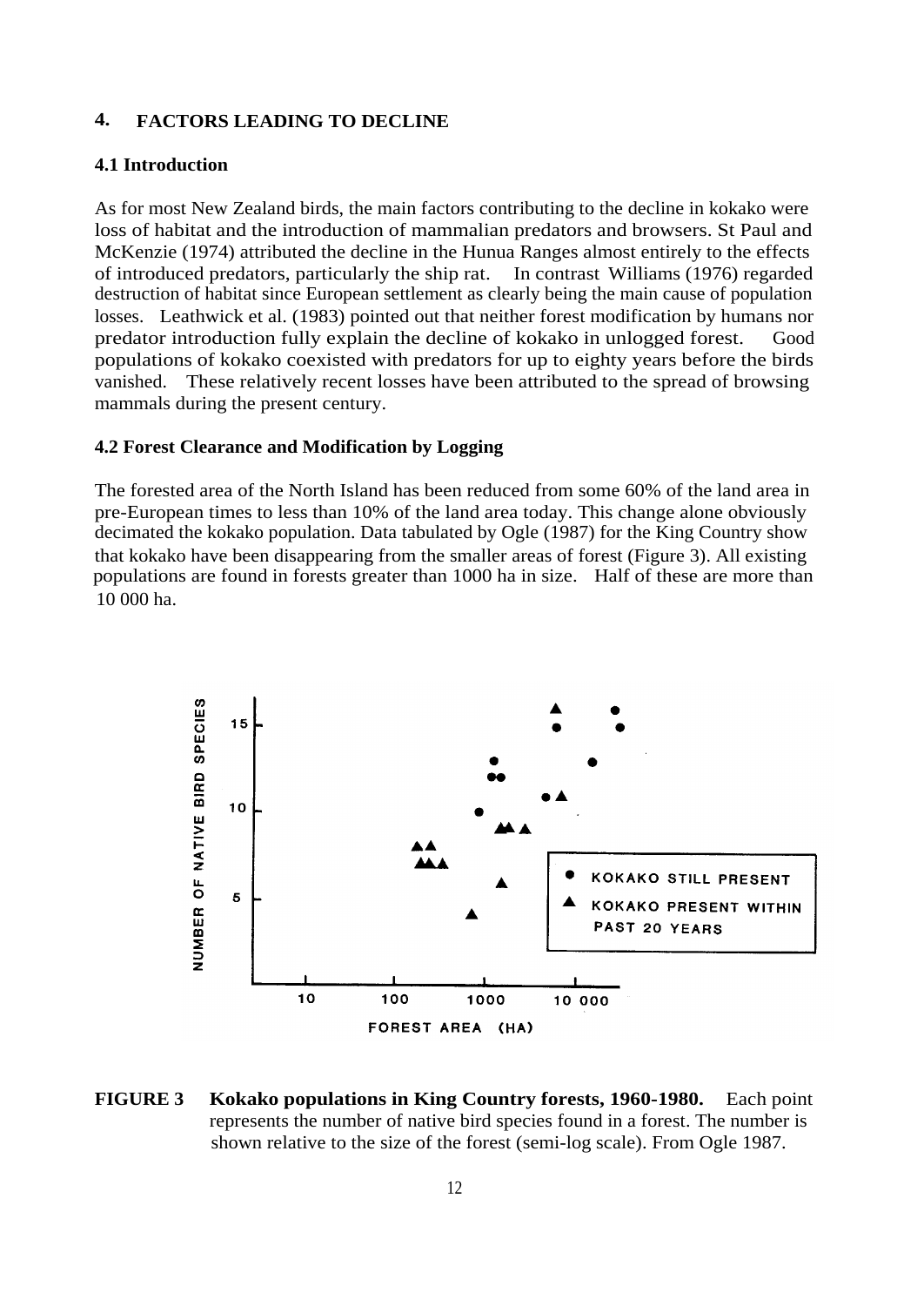## 4. FACTORS LEADING TO DECLINE

### 4.1 Introduction

As for most New Zealand birds, the main factors contributing to the decline in kokako were loss of habitat and the introduction of mammalian predators and browsers. St Paul and McKenzie (1974) attributed the decline in the Hunua Ranges almost entirely to the effects of introduced predators, particularly the ship rat. In contrast Williams (1976) regarded destruction of habitat since European settlement as clearly being the main cause of population losses. Leathwick et al. (1983) pointed out that neither forest modification by humans nor predator introduction fully explain the decline of kokako in unlogged forest. Good populations of kokako coexisted with predators for up to eighty years before the birds vanished. These relatively recent losses have been attributed to the spread of browsing mammals during the present century.

### 4.2 Forest Clearance and Modification by Logging

The forested area of the North Island has been reduced from some 60% of the land area in pre-European times to less than 10% of the land area today. This change alone obviously decimated the kokako population. Data tabulated by Ogle (1987) for the King Country show that kokako have been disappearing from the smaller areas of forest (Figure 3). All existing populations are found in forests greater than 1000 ha in size. Half of these are more than 10 000 ha.

**FIGURE 3 Kokako populations in King Country forests, 1960-1980.** Each point represents the number of native bird species found in a forest. The number is shown relative to the size of the forest (semi-log scale). From Ogle 1987.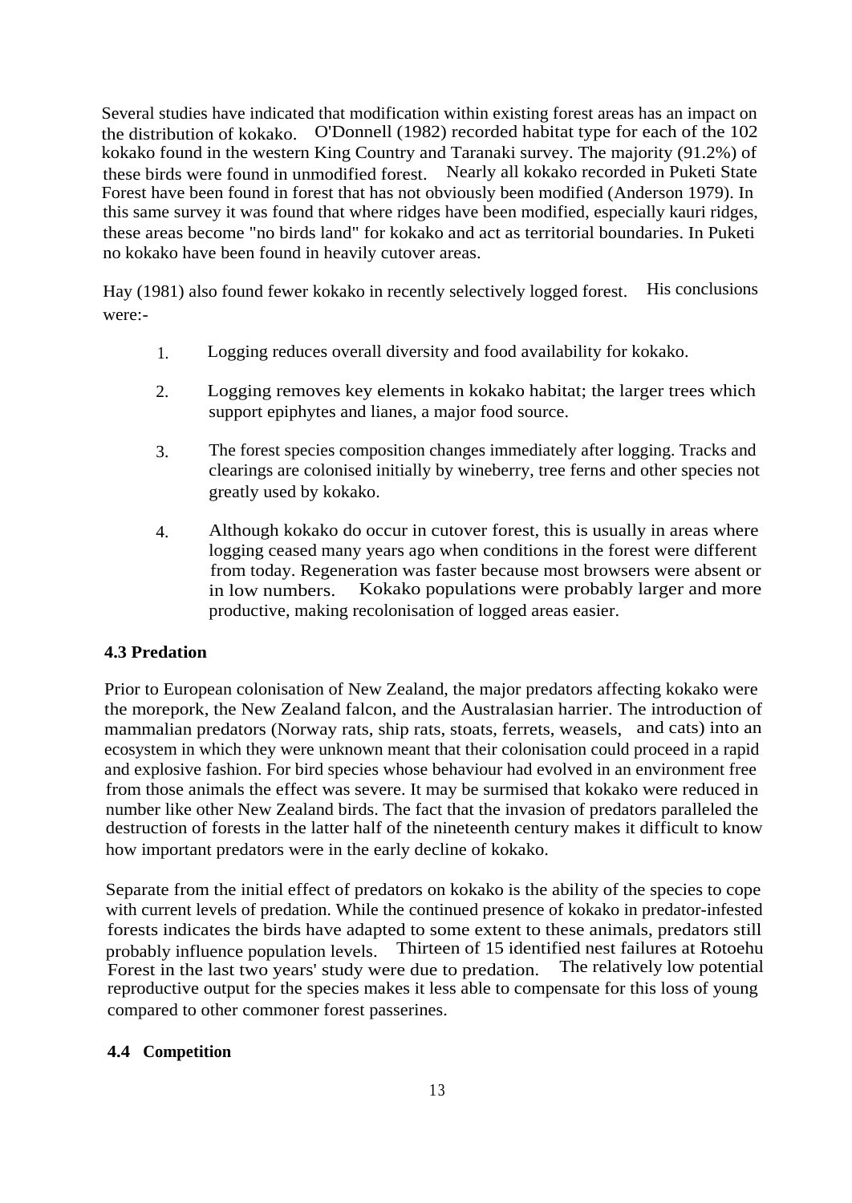Several studies have indicated that modification within existing forest areas has an impact on the distribution of kokako. O'Donnell (1982) recorded habitat type for each of the 102 kokako found in the western King Country and Taranaki survey. The majority (91.2%) of these birds were found in unmodified forest. Nearly all kokako recorded in Puketi State Forest have been found in forest that has not obviously been modified (Anderson 1979). In this same survey it was found that where ridges have been modified, especially kauri ridges, these areas become "no birds land" for kokako and act as territorial boundaries. In Puketi no kokako have been found in heavily cutover areas.

Hay (1981) also found fewer kokako in recently selectively logged forest. His conclusions were:-

1. Logging reduces overall diversity and food availability for kokako.

2. Logging removes key elements in kokako habitat; the larger trees which support epiphytes and lianes, a major food source.

3. The forest species composition changes immediately after logging. Tracks and clearings are colonised initially by wineberry, tree ferns and other species not greatly used by kokako.

4. Although kokako do occur in cutover forest, this is usually in areas where logging ceased many years ago when conditions in the forest were different from today. Regeneration was faster because most browsers were absent or in low numbers. Kokako populations were probably larger and more productive, making recolonisation of logged areas easier.

### 4.3 Predation

Prior to European colonisation of New Zealand, the major predators affecting kokako were the morepork, the New Zealand falcon, and the Australasian harrier. The introduction of mammalian predators (Norway rats, ship rats, stoats, ferrets, weasels, and cats) into an ecosystem in which they were unknown meant that their colonisation could proceed in a rapid and explosive fashion. For bird species whose behaviour had evolved in an environment free from those animals the effect was severe. It may be surmised that kokako were reduced in number like other New Zealand birds. The fact that the invasion of predators paralleled the destruction of forests in the latter half of the nineteenth century makes it difficult to know how important predators were in the early decline of kokako.

Separate from the initial effect of predators on kokako is the ability of the species to cope with current levels of predation. While the continued presence of kokako in predator-infested forests indicates the birds have adapted to some extent to these animals, predators still probably influence population levels. Thirteen of 15 identified nest failures at Rotoehu Forest in the last two years' study were due to predation. The relatively low potential reproductive output for the species makes it less able to compensate for this loss of young compared to other commoner forest passerines.

### 4.4 Competition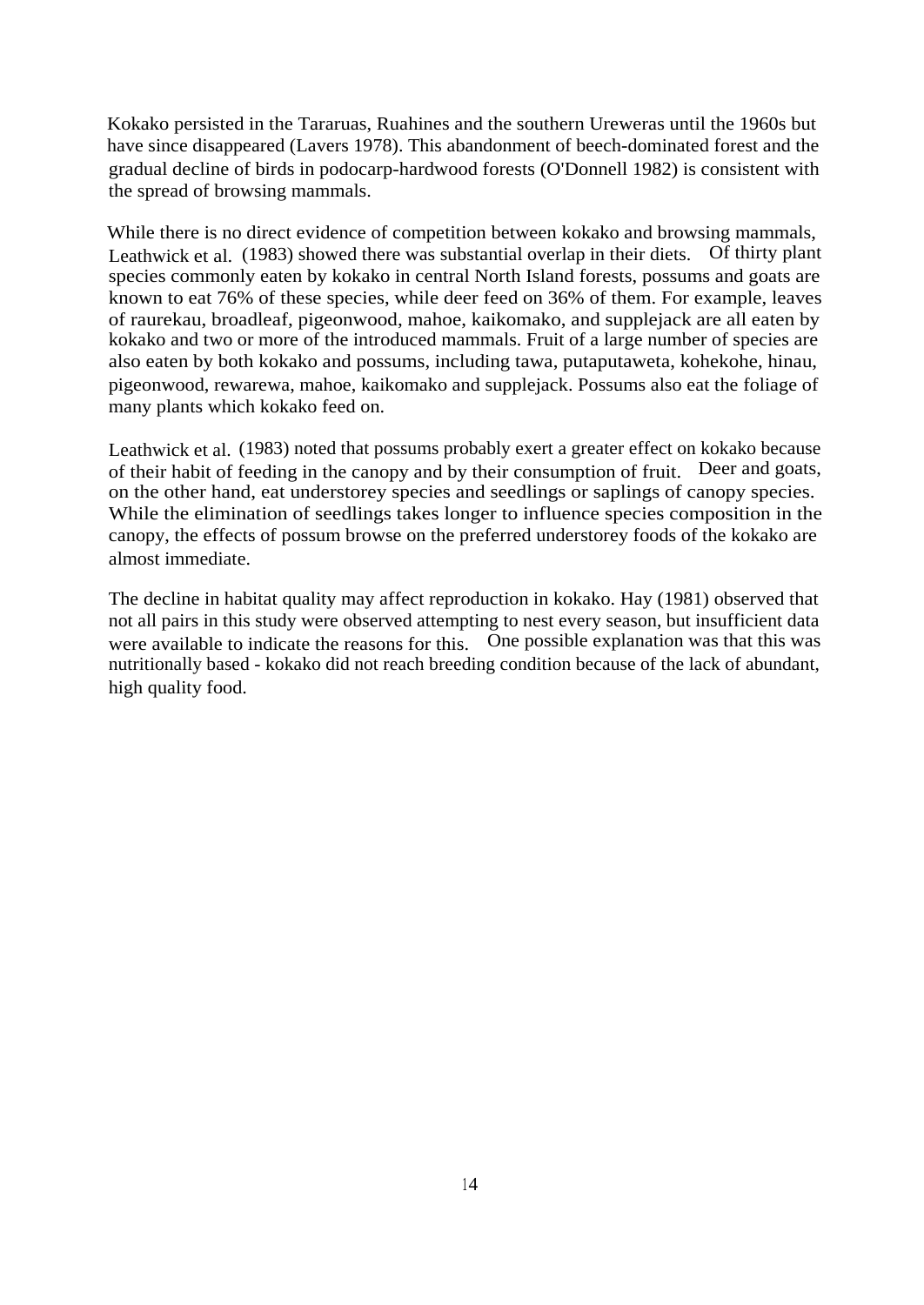Kokako persisted in the Tararuas, Ruahines and the southern Ureweras until the 1960s but have since disappeared (Lavers 1978). This abandonment of beech-dominated forest and the gradual decline of birds in podocarp-hardwood forests (O'Donnell 1982) is consistent with the spread of browsing mammals.

While there is no direct evidence of competition between kokako and browsing mammals, Leathwick et al. (1983) showed there was substantial overlap in their diets. Of thirty plant species commonly eaten by kokako in central North Island forests, possums and goats are known to eat 76% of these species, while deer feed on 36% of them. For example, leaves of raurekau, broadleaf, pigeonwood, mahoe, kaikomako, and supplejack are all eaten by kokako and two or more of the introduced mammals. Fruit of a large number of species are also eaten by both kokako and possums, including tawa, putaputaweta, kohekohe, hinau, pigeonwood, rewarewa, mahoe, kaikomako and supplejack. Possums also eat the foliage of many plants which kokako feed on.

Leathwick et al. (1983) noted that possums probably exert a greater effect on kokako because of their habit of feeding in the canopy and by their consumption of fruit. Deer and goats, on the other hand, eat understorey species and seedlings or saplings of canopy species. While the elimination of seedlings takes longer to influence species composition in the canopy, the effects of possum browse on the preferred understorey foods of the kokako are almost immediate.

The decline in habitat quality may affect reproduction in kokako. Hay (1981) observed that not all pairs in this study were observed attempting to nest every season, but insufficient data were available to indicate the reasons for this. One possible explanation was that this was nutritionally based - kokako did not reach breeding condition because of the lack of abundant, high quality food.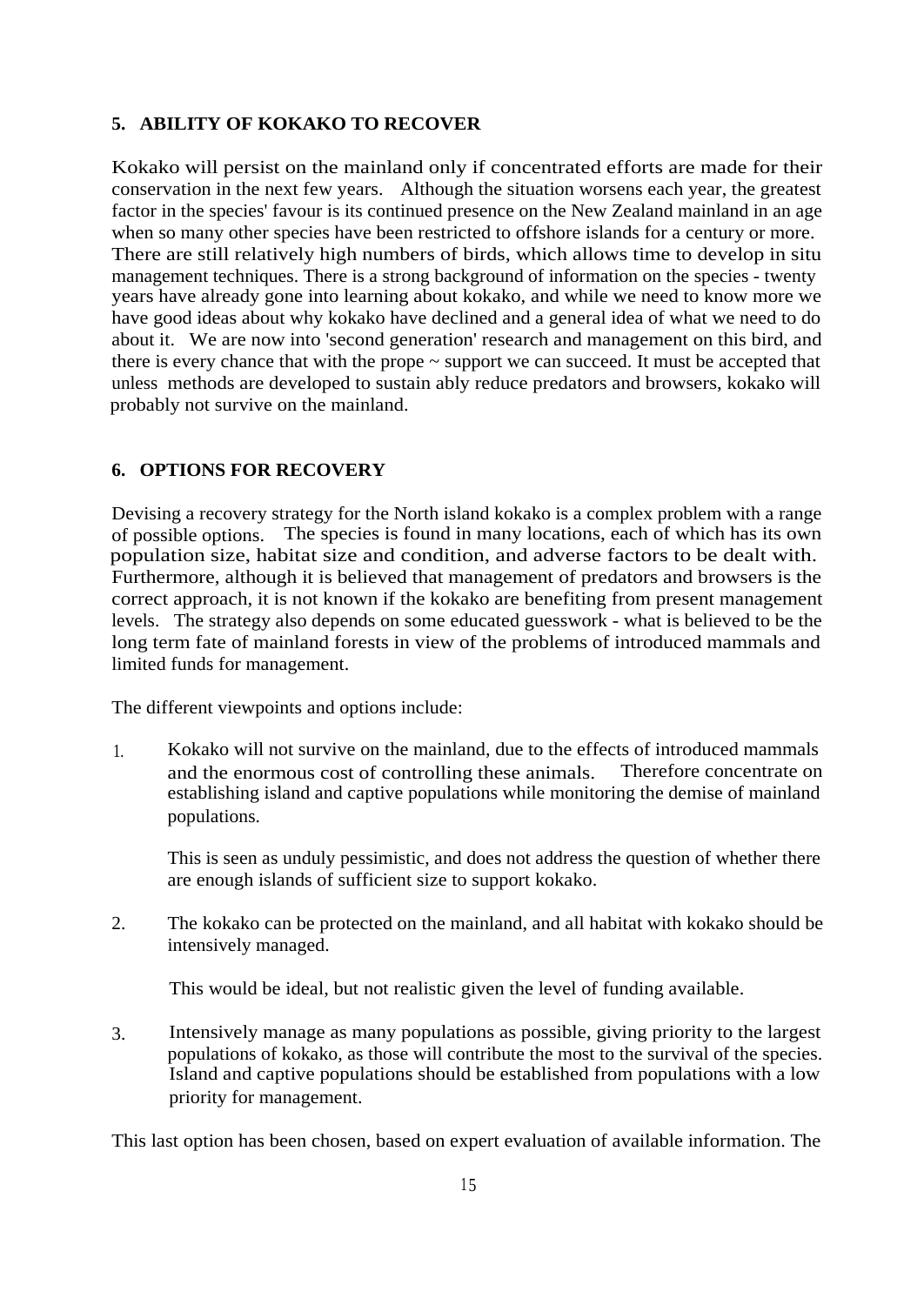## 5. ABILITY OF KOKAKO TO RECOVER

Kokako will persist on the mainland only if concentrated efforts are made for their conservation in the next few years. Although the situation worsens each year, the greatest factor in the species' favour is its continued presence on the New Zealand mainland in an age when so many other species have been restricted to offshore islands for a century or more. There are still relatively high numbers of birds, which allows time to develop in situ management techniques. There is a strong background of information on the species - twenty years have already gone into learning about kokako, and while we need to know more we have good ideas about why kokako have declined and a general idea of what we need to do about it. We are now into 'second generation' research and management on this bird, and there is every chance that with the prope ~ support we can succeed. It must be accepted that unless methods are developed to sustain ably reduce predators and browsers, kokako will probably not survive on the mainland.

## 6. OPTIONS FOR RECOVERY

Devising a recovery strategy for the North island kokako is a complex problem with a range of possible options. The species is found in many locations, each of which has its own population size, habitat size and condition, and adverse factors to be dealt with. Furthermore, although it is believed that management of predators and browsers is the correct approach, it is not known if the kokako are benefiting from present management levels. The strategy also depends on some educated guesswork - what is believed to be the long term fate of mainland forests in view of the problems of introduced mammals and limited funds for management.

The different viewpoints and options include:

1. Kokako will not survive on the mainland, due to the effects of introduced mammals and the enormous cost of controlling these animals. Therefore concentrate on establishing island and captive populations while monitoring the demise of mainland populations.

   This is seen as unduly pessimistic, and does not address the question of whether there are enough islands of sufficient size to support kokako.

2. The kokako can be protected on the mainland, and all habitat with kokako should be intensively managed.

   This would be ideal, but not realistic given the level of funding available.

3. Intensively manage as many populations as possible, giving priority to the largest populations of kokako, as those will contribute the most to the survival of the species. Island and captive populations should be established from populations with a low priority for management.

This last option has been chosen, based on expert evaluation of available information. The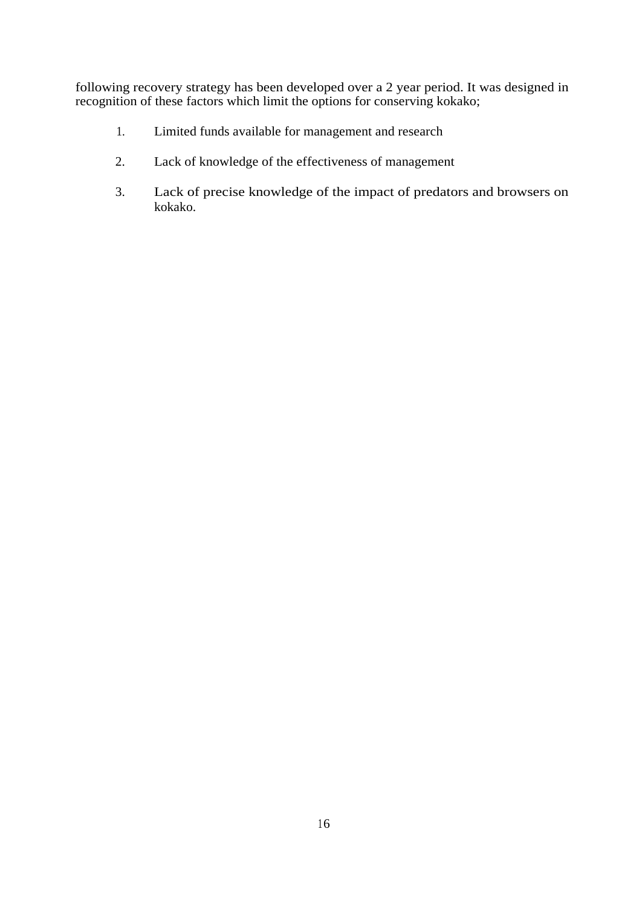following recovery strategy has been developed over a 2 year period. It was designed in recognition of these factors which limit the options for conserving kokako;

1. Limited funds available for management and research

2. Lack of knowledge of the effectiveness of management

3. Lack of precise knowledge of the impact of predators and browsers on kokako.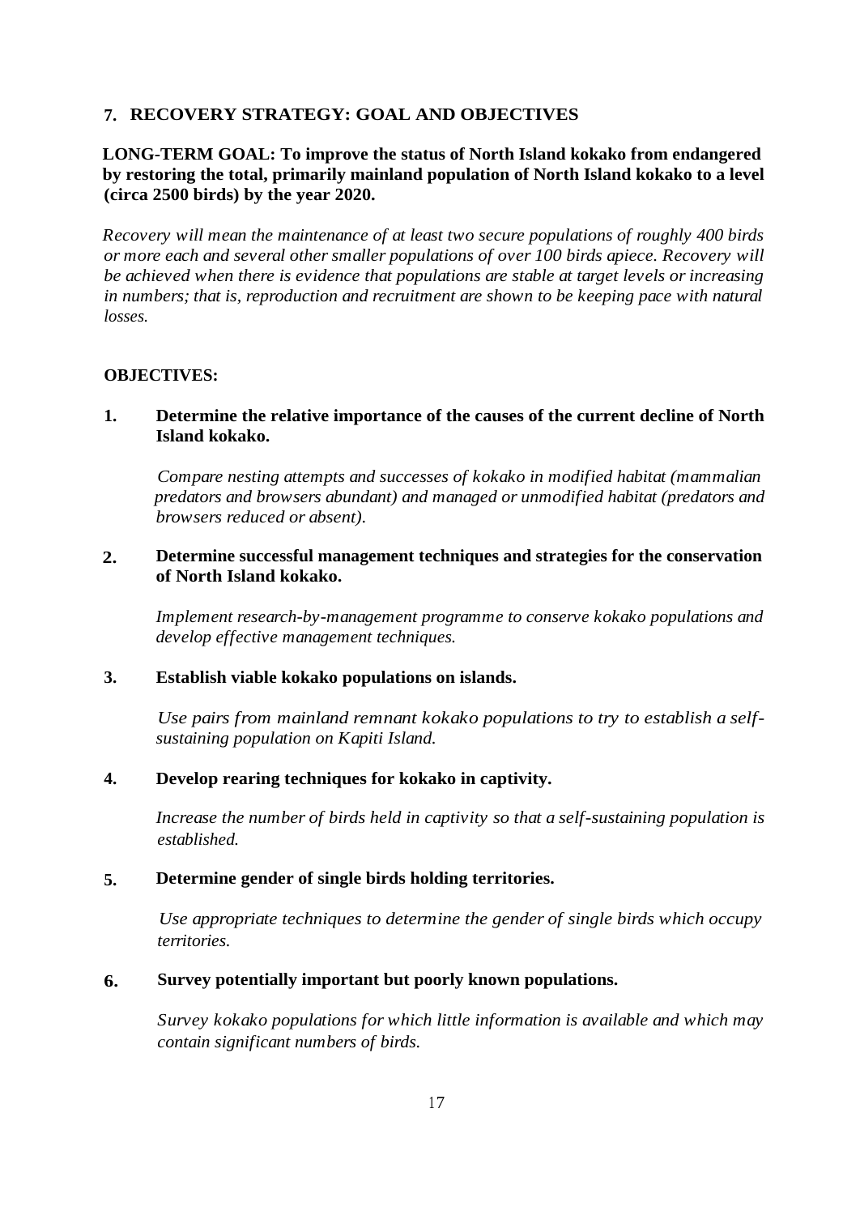## 7. RECOVERY STRATEGY: GOAL AND OBJECTIVES

**LONG-TERM GOAL: To improve the status of North Island kokako from endangered by restoring the total, primarily mainland population of North Island kokako to a level (circa 2500 birds) by the year 2020.**

*Recovery will mean the maintenance of at least two secure populations of roughly 400 birds or more each and several other smaller populations of over 100 birds apiece. Recovery will be achieved when there is evidence that populations are stable at target levels or increasing in numbers; that is, reproduction and recruitment are shown to be keeping pace with natural losses.*

**OBJECTIVES:**

**1. Determine the relative importance of the causes of the current decline of North Island kokako.**

*Compare nesting attempts and successes of kokako in modified habitat (mammalian predators and browsers abundant) and managed or unmodified habitat (predators and browsers reduced or absent).*

**2. Determine successful management techniques and strategies for the conservation of North Island kokako.**

*Implement research-by-management programme to conserve kokako populations and develop effective management techniques.*

**3. Establish viable kokako populations on islands.**

*Use pairs from mainland remnant kokako populations to try to establish a self-sustaining population on Kapiti Island.*

**4. Develop rearing techniques for kokako in captivity.**

*Increase the number of birds held in captivity so that a self-sustaining population is established.*

**5. Determine gender of single birds holding territories.**

*Use appropriate techniques to determine the gender of single birds which occupy territories.*

**6. Survey potentially important but poorly known populations.**

*Survey kokako populations for which little information is available and which may contain significant numbers of birds.*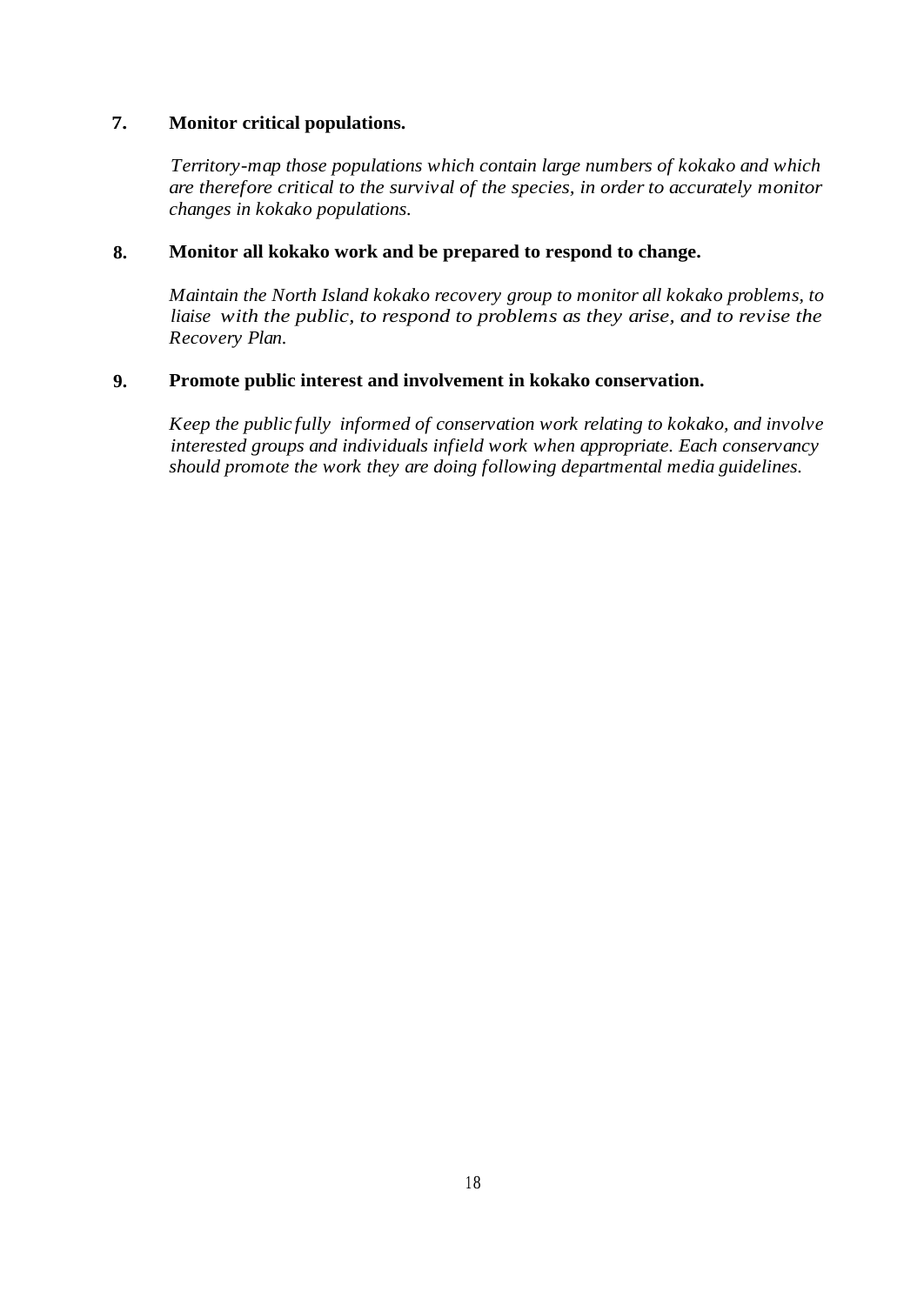**7. Monitor critical populations.**

*Territory-map those populations which contain large numbers of kokako and which are therefore critical to the survival of the species, in order to accurately monitor changes in kokako populations.*

**8. Monitor all kokako work and be prepared to respond to change.**

*Maintain the North Island kokako recovery group to monitor all kokako problems, to liaise with the public, to respond to problems as they arise, and to revise the Recovery Plan.*

**9. Promote public interest and involvement in kokako conservation.**

*Keep the public fully informed of conservation work relating to kokako, and involve interested groups and individuals infield work when appropriate. Each conservancy should promote the work they are doing following departmental media guidelines.*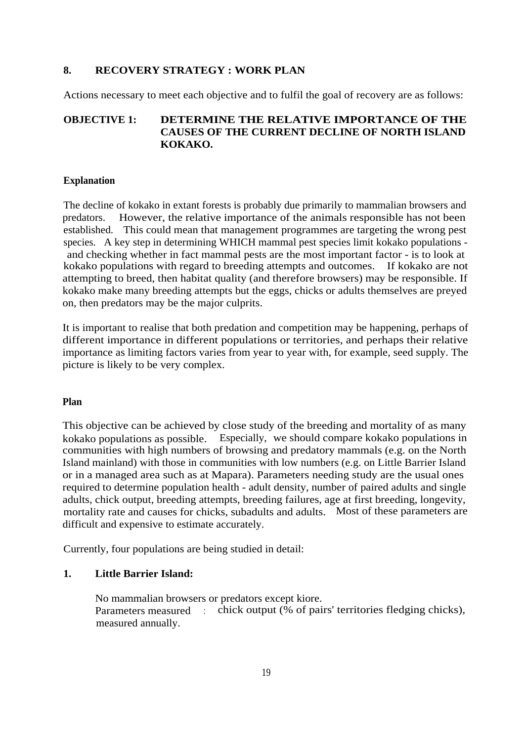## 8. RECOVERY STRATEGY : WORK PLAN

Actions necessary to meet each objective and to fulfil the goal of recovery are as follows:

### OBJECTIVE 1: DETERMINE THE RELATIVE IMPORTANCE OF THE CAUSES OF THE CURRENT DECLINE OF NORTH ISLAND KOKAKO.

**Explanation**

The decline of kokako in extant forests is probably due primarily to mammalian browsers and predators. However, the relative importance of the animals responsible has not been established. This could mean that management programmes are targeting the wrong pest species. A key step in determining WHICH mammal pest species limit kokako populations - and checking whether in fact mammal pests are the most important factor - is to look at kokako populations with regard to breeding attempts and outcomes. If kokako are not attempting to breed, then habitat quality (and therefore browsers) may be responsible. If kokako make many breeding attempts but the eggs, chicks or adults themselves are preyed on, then predators may be the major culprits.

It is important to realise that both predation and competition may be happening, perhaps of different importance in different populations or territories, and perhaps their relative importance as limiting factors varies from year to year with, for example, seed supply. The picture is likely to be very complex.

**Plan**

This objective can be achieved by close study of the breeding and mortality of as many kokako populations as possible. Especially, we should compare kokako populations in communities with high numbers of browsing and predatory mammals (e.g. on the North Island mainland) with those in communities with low numbers (e.g. on Little Barrier Island or in a managed area such as at Mapara). Parameters needing study are the usual ones required to determine population health - adult density, number of paired adults and single adults, chick output, breeding attempts, breeding failures, age at first breeding, longevity, mortality rate and causes for chicks, subadults and adults. Most of these parameters are difficult and expensive to estimate accurately.

Currently, four populations are being studied in detail:

**1. Little Barrier Island:**

No mammalian browsers or predators except kiore.
Parameters measured : chick output (% of pairs' territories fledging chicks), measured annually.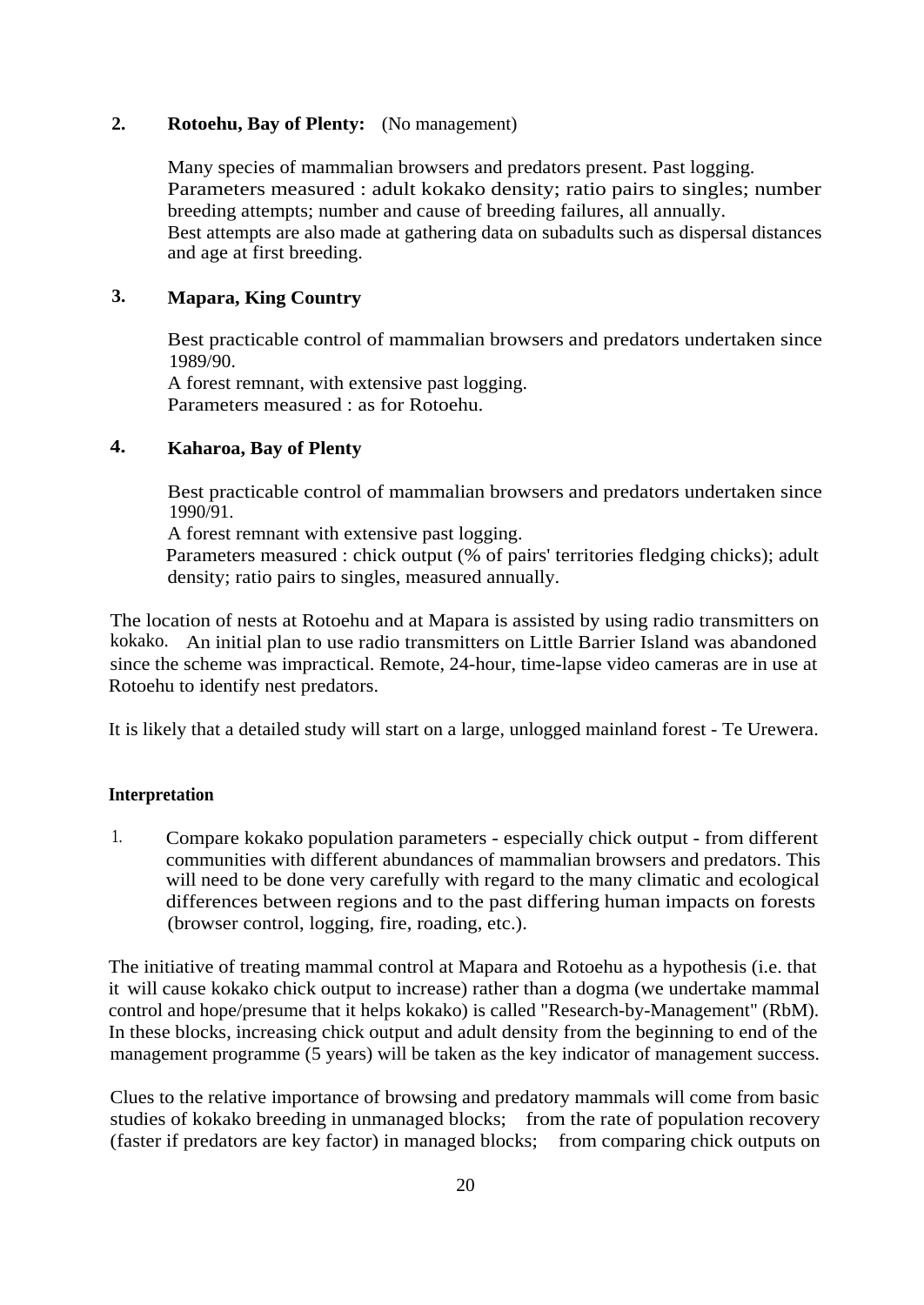**2. Rotoehu, Bay of Plenty:** (No management)

Many species of mammalian browsers and predators present. Past logging.
Parameters measured : adult kokako density; ratio pairs to singles; number breeding attempts; number and cause of breeding failures, all annually.
Best attempts are also made at gathering data on subadults such as dispersal distances and age at first breeding.

**3. Mapara, King Country**

Best practicable control of mammalian browsers and predators undertaken since 1989/90.
A forest remnant, with extensive past logging.
Parameters measured : as for Rotoehu.

**4. Kaharoa, Bay of Plenty**

Best practicable control of mammalian browsers and predators undertaken since 1990/91.
A forest remnant with extensive past logging.
Parameters measured : chick output (% of pairs' territories fledging chicks); adult density; ratio pairs to singles, measured annually.

The location of nests at Rotoehu and at Mapara is assisted by using radio transmitters on kokako. An initial plan to use radio transmitters on Little Barrier Island was abandoned since the scheme was impractical. Remote, 24-hour, time-lapse video cameras are in use at Rotoehu to identify nest predators.

It is likely that a detailed study will start on a large, unlogged mainland forest - Te Urewera.

**Interpretation**

1. Compare kokako population parameters - especially chick output - from different communities with different abundances of mammalian browsers and predators. This will need to be done very carefully with regard to the many climatic and ecological differences between regions and to the past differing human impacts on forests (browser control, logging, fire, roading, etc.).

The initiative of treating mammal control at Mapara and Rotoehu as a hypothesis (i.e. that it will cause kokako chick output to increase) rather than a dogma (we undertake mammal control and hope/presume that it helps kokako) is called "Research-by-Management" (RbM). In these blocks, increasing chick output and adult density from the beginning to end of the management programme (5 years) will be taken as the key indicator of management success.

Clues to the relative importance of browsing and predatory mammals will come from basic studies of kokako breeding in unmanaged blocks; from the rate of population recovery (faster if predators are key factor) in managed blocks; from comparing chick outputs on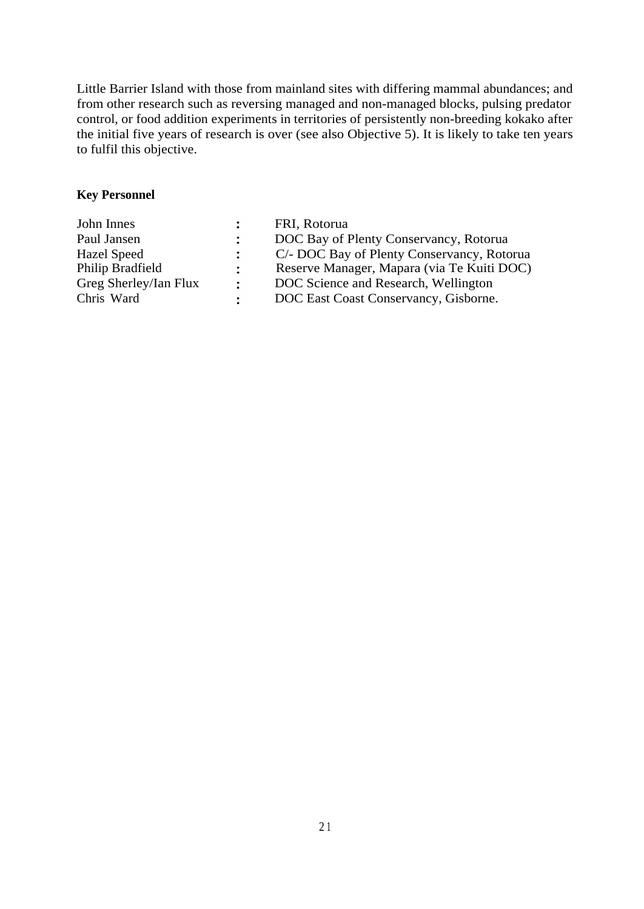Little Barrier Island with those from mainland sites with differing mammal abundances; and from other research such as reversing managed and non-managed blocks, pulsing predator control, or food addition experiments in territories of persistently non-breeding kokako after the initial five years of research is over (see also Objective 5). It is likely to take ten years to fulfil this objective.

**Key Personnel**

| | | |
|---|---|---|
| John Innes | : | FRI, Rotorua |
| Paul Jansen | : | DOC Bay of Plenty Conservancy, Rotorua |
| Hazel Speed | : | C/- DOC Bay of Plenty Conservancy, Rotorua |
| Philip Bradfield | : | Reserve Manager, Mapara (via Te Kuiti DOC) |
| Greg Sherley/Ian Flux | : | DOC Science and Research, Wellington |
| Chris Ward | : | DOC East Coast Conservancy, Gisborne. |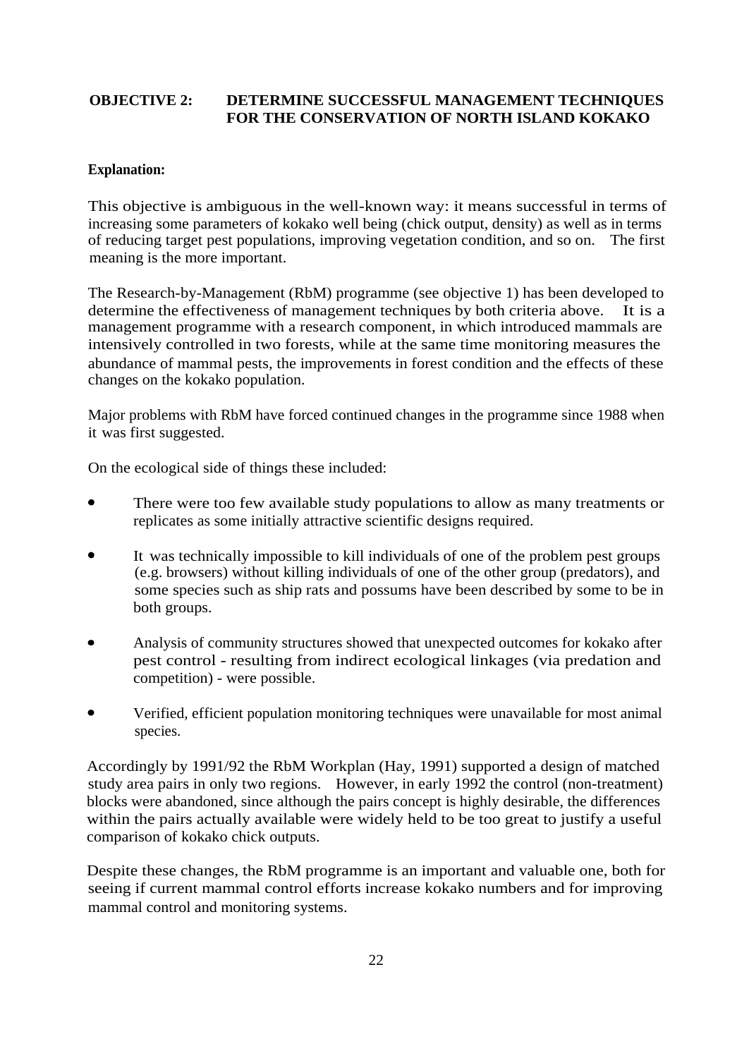## OBJECTIVE 2: DETERMINE SUCCESSFUL MANAGEMENT TECHNIQUES FOR THE CONSERVATION OF NORTH ISLAND KOKAKO

**Explanation:**

This objective is ambiguous in the well-known way: it means successful in terms of increasing some parameters of kokako well being (chick output, density) as well as in terms of reducing target pest populations, improving vegetation condition, and so on. The first meaning is the more important.

The Research-by-Management (RbM) programme (see objective 1) has been developed to determine the effectiveness of management techniques by both criteria above. It is a management programme with a research component, in which introduced mammals are intensively controlled in two forests, while at the same time monitoring measures the abundance of mammal pests, the improvements in forest condition and the effects of these changes on the kokako population.

Major problems with RbM have forced continued changes in the programme since 1988 when it was first suggested.

On the ecological side of things these included:

- There were too few available study populations to allow as many treatments or replicates as some initially attractive scientific designs required.
- It was technically impossible to kill individuals of one of the problem pest groups (e.g. browsers) without killing individuals of one of the other group (predators), and some species such as ship rats and possums have been described by some to be in both groups.
- Analysis of community structures showed that unexpected outcomes for kokako after pest control - resulting from indirect ecological linkages (via predation and competition) - were possible.
- Verified, efficient population monitoring techniques were unavailable for most animal species.

Accordingly by 1991/92 the RbM Workplan (Hay, 1991) supported a design of matched study area pairs in only two regions. However, in early 1992 the control (non-treatment) blocks were abandoned, since although the pairs concept is highly desirable, the differences within the pairs actually available were widely held to be too great to justify a useful comparison of kokako chick outputs.

Despite these changes, the RbM programme is an important and valuable one, both for seeing if current mammal control efforts increase kokako numbers and for improving mammal control and monitoring systems.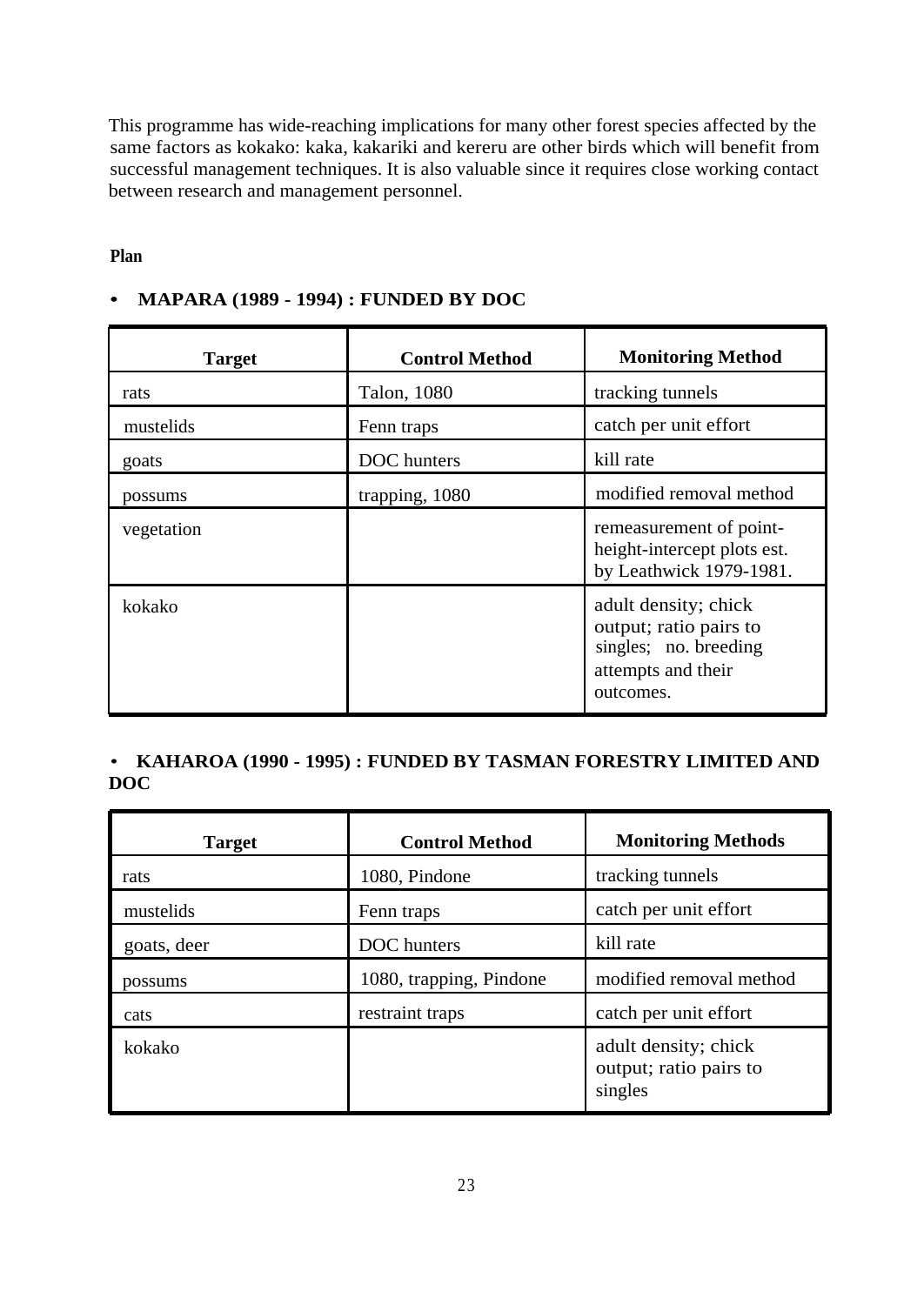This programme has wide-reaching implications for many other forest species affected by the same factors as kokako: kaka, kakariki and kereru are other birds which will benefit from successful management techniques. It is also valuable since it requires close working contact between research and management personnel.

**Plan**

- **MAPARA (1989 - 1994) : FUNDED BY DOC**

| Target | Control Method | Monitoring Method |
|---|---|---|
| rats | Talon, 1080 | tracking tunnels |
| mustelids | Fenn traps | catch per unit effort |
| goats | DOC hunters | kill rate |
| possums | trapping, 1080 | modified removal method |
| vegetation | | remeasurement of point-height-intercept plots est. by Leathwick 1979-1981. |
| kokako | | adult density; chick output; ratio pairs to singles; no. breeding attempts and their outcomes. |

- **KAHAROA (1990 - 1995) : FUNDED BY TASMAN FORESTRY LIMITED AND DOC**

| Target | Control Method | Monitoring Methods |
|---|---|---|
| rats | 1080, Pindone | tracking tunnels |
| mustelids | Fenn traps | catch per unit effort |
| goats, deer | DOC hunters | kill rate |
| possums | 1080, trapping, Pindone | modified removal method |
| cats | restraint traps | catch per unit effort |
| kokako | | adult density; chick output; ratio pairs to singles |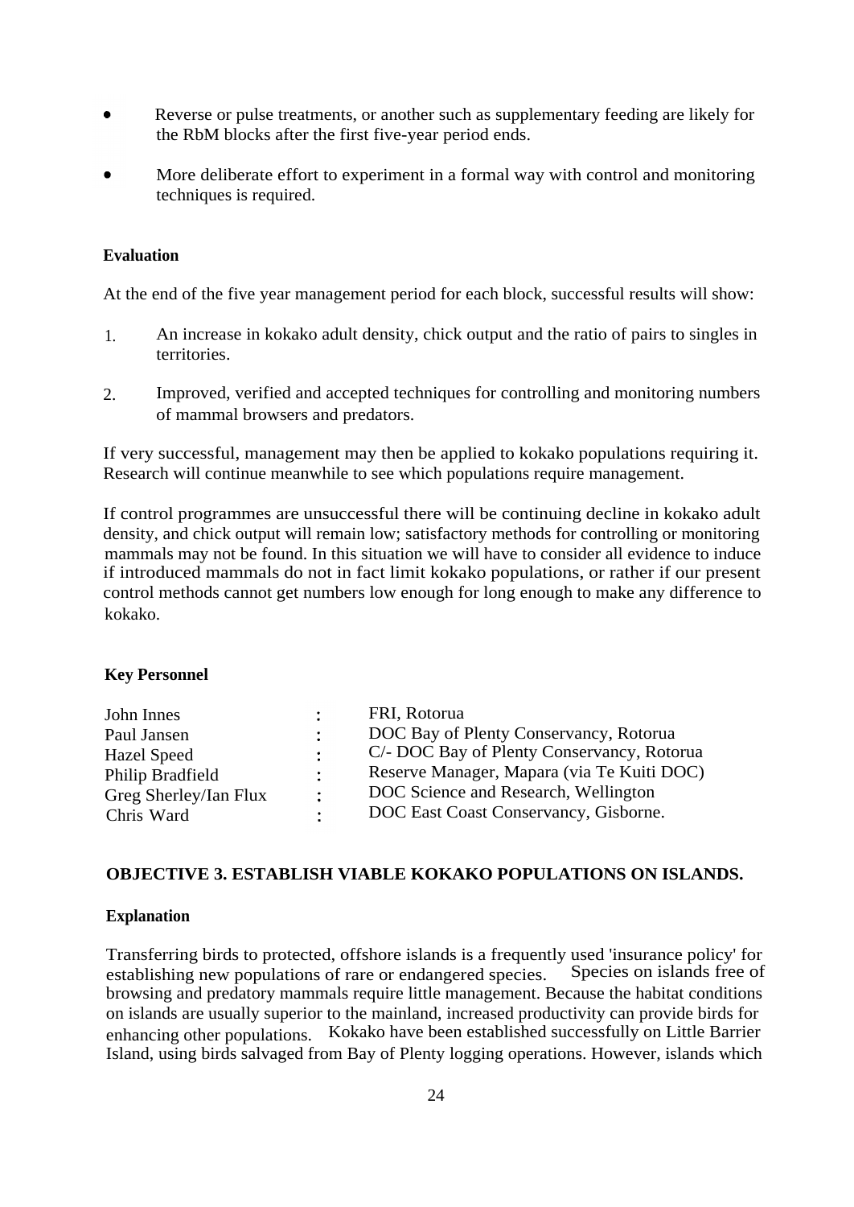- Reverse or pulse treatments, or another such as supplementary feeding are likely for the RbM blocks after the first five-year period ends.
- More deliberate effort to experiment in a formal way with control and monitoring techniques is required.

**Evaluation**

At the end of the five year management period for each block, successful results will show:

1. An increase in kokako adult density, chick output and the ratio of pairs to singles in territories.
2. Improved, verified and accepted techniques for controlling and monitoring numbers of mammal browsers and predators.

If very successful, management may then be applied to kokako populations requiring it. Research will continue meanwhile to see which populations require management.

If control programmes are unsuccessful there will be continuing decline in kokako adult density, and chick output will remain low; satisfactory methods for controlling or monitoring mammals may not be found. In this situation we will have to consider all evidence to induce if introduced mammals do not in fact limit kokako populations, or rather if our present control methods cannot get numbers low enough for long enough to make any difference to kokako.

**Key Personnel**

| | | |
|---|---|---|
| John Innes | : | FRI, Rotorua |
| Paul Jansen | : | DOC Bay of Plenty Conservancy, Rotorua |
| Hazel Speed | : | C/- DOC Bay of Plenty Conservancy, Rotorua |
| Philip Bradfield | : | Reserve Manager, Mapara (via Te Kuiti DOC) |
| Greg Sherley/Ian Flux | : | DOC Science and Research, Wellington |
| Chris Ward | : | DOC East Coast Conservancy, Gisborne. |

**OBJECTIVE 3. ESTABLISH VIABLE KOKAKO POPULATIONS ON ISLANDS.**

**Explanation**

Transferring birds to protected, offshore islands is a frequently used 'insurance policy' for establishing new populations of rare or endangered species. Species on islands free of browsing and predatory mammals require little management. Because the habitat conditions on islands are usually superior to the mainland, increased productivity can provide birds for enhancing other populations. Kokako have been established successfully on Little Barrier Island, using birds salvaged from Bay of Plenty logging operations. However, islands which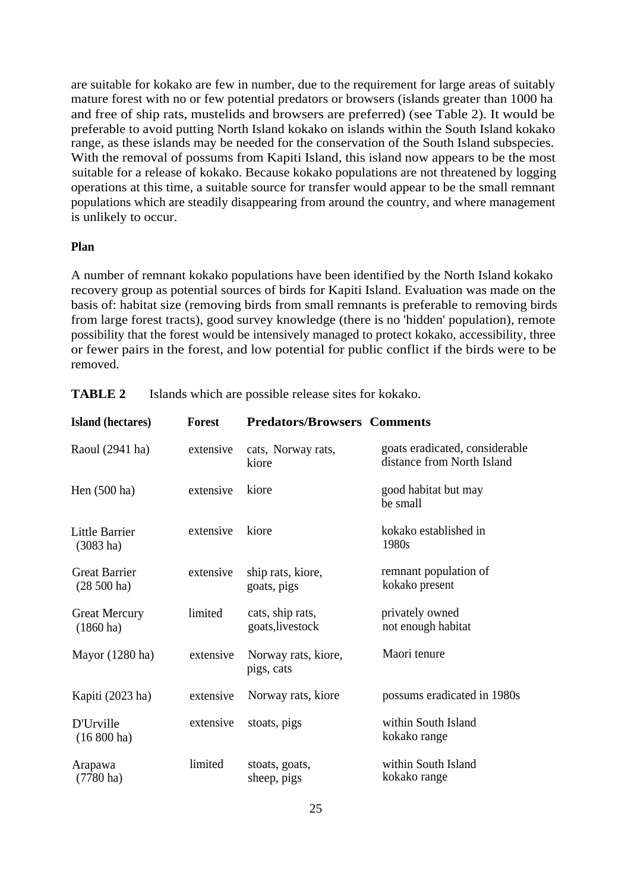are suitable for kokako are few in number, due to the requirement for large areas of suitably mature forest with no or few potential predators or browsers (islands greater than 1000 ha and free of ship rats, mustelids and browsers are preferred) (see Table 2). It would be preferable to avoid putting North Island kokako on islands within the South Island kokako range, as these islands may be needed for the conservation of the South Island subspecies. With the removal of possums from Kapiti Island, this island now appears to be the most suitable for a release of kokako. Because kokako populations are not threatened by logging operations at this time, a suitable source for transfer would appear to be the small remnant populations which are steadily disappearing from around the country, and where management is unlikely to occur.

**Plan**

A number of remnant kokako populations have been identified by the North Island kokako recovery group as potential sources of birds for Kapiti Island. Evaluation was made on the basis of: habitat size (removing birds from small remnants is preferable to removing birds from large forest tracts), good survey knowledge (there is no 'hidden' population), remote possibility that the forest would be intensively managed to protect kokako, accessibility, three or fewer pairs in the forest, and low potential for public conflict if the birds were to be removed.

**TABLE 2** Islands which are possible release sites for kokako.

| Island (hectares) | Forest | Predators/Browsers | Comments |
|---|---|---|---|
| Raoul (2941 ha) | extensive | cats, Norway rats, kiore | goats eradicated, considerable distance from North Island |
| Hen (500 ha) | extensive | kiore | good habitat but may be small |
| Little Barrier (3083 ha) | extensive | kiore | kokako established in 1980s |
| Great Barrier (28 500 ha) | extensive | ship rats, kiore, goats, pigs | remnant population of kokako present |
| Great Mercury (1860 ha) | limited | cats, ship rats, goats,livestock | privately owned not enough habitat |
| Mayor (1280 ha) | extensive | Norway rats, kiore, pigs, cats | Maori tenure |
| Kapiti (2023 ha) | extensive | Norway rats, kiore | possums eradicated in 1980s |
| D'Urville (16 800 ha) | extensive | stoats, pigs | within South Island kokako range |
| Arapawa (7780 ha) | limited | stoats, goats, sheep, pigs | within South Island kokako range |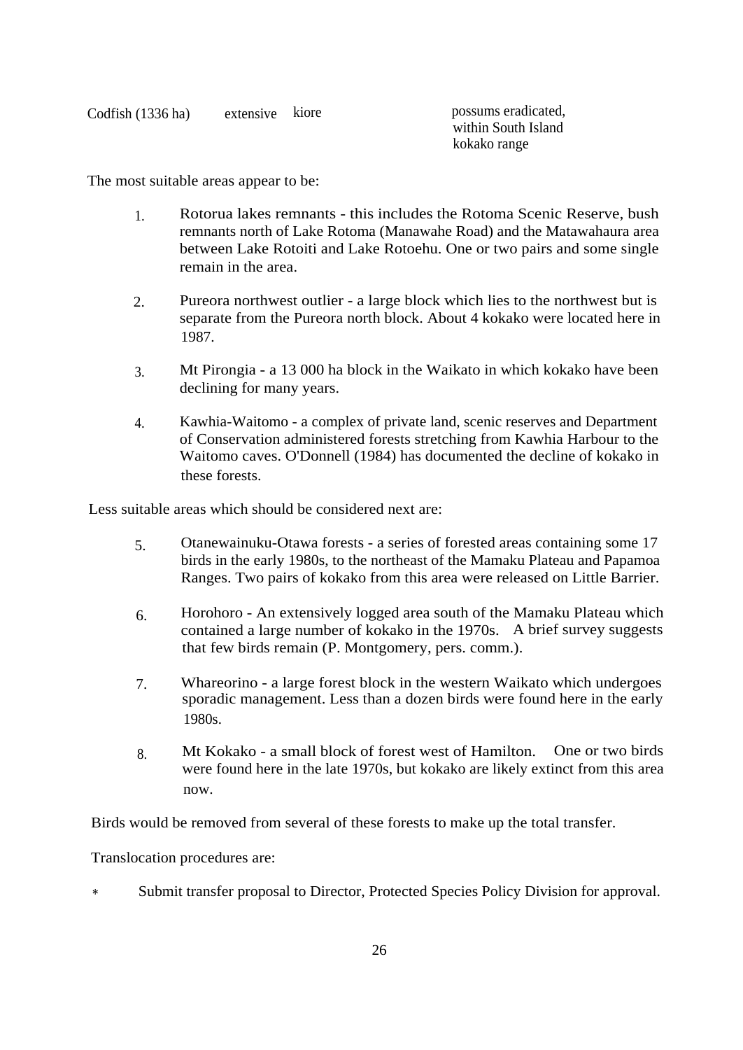| Codfish (1336 ha) | extensive | kiore | possums eradicated, within South Island kokako range |
|---|---|---|---|

The most suitable areas appear to be:

1. Rotorua lakes remnants - this includes the Rotoma Scenic Reserve, bush remnants north of Lake Rotoma (Manawahe Road) and the Matawahaura area between Lake Rotoiti and Lake Rotoehu. One or two pairs and some single remain in the area.

2. Pureora northwest outlier - a large block which lies to the northwest but is separate from the Pureora north block. About 4 kokako were located here in 1987.

3. Mt Pirongia - a 13 000 ha block in the Waikato in which kokako have been declining for many years.

4. Kawhia-Waitomo - a complex of private land, scenic reserves and Department of Conservation administered forests stretching from Kawhia Harbour to the Waitomo caves. O'Donnell (1984) has documented the decline of kokako in these forests.

Less suitable areas which should be considered next are:

5. Otanewainuku-Otawa forests - a series of forested areas containing some 17 birds in the early 1980s, to the northeast of the Mamaku Plateau and Papamoa Ranges. Two pairs of kokako from this area were released on Little Barrier.

6. Horohoro - An extensively logged area south of the Mamaku Plateau which contained a large number of kokako in the 1970s. A brief survey suggests that few birds remain (P. Montgomery, pers. comm.).

7. Whareorino - a large forest block in the western Waikato which undergoes sporadic management. Less than a dozen birds were found here in the early 1980s.

8. Mt Kokako - a small block of forest west of Hamilton. One or two birds were found here in the late 1970s, but kokako are likely extinct from this area now.

Birds would be removed from several of these forests to make up the total transfer.

Translocation procedures are:

* Submit transfer proposal to Director, Protected Species Policy Division for approval.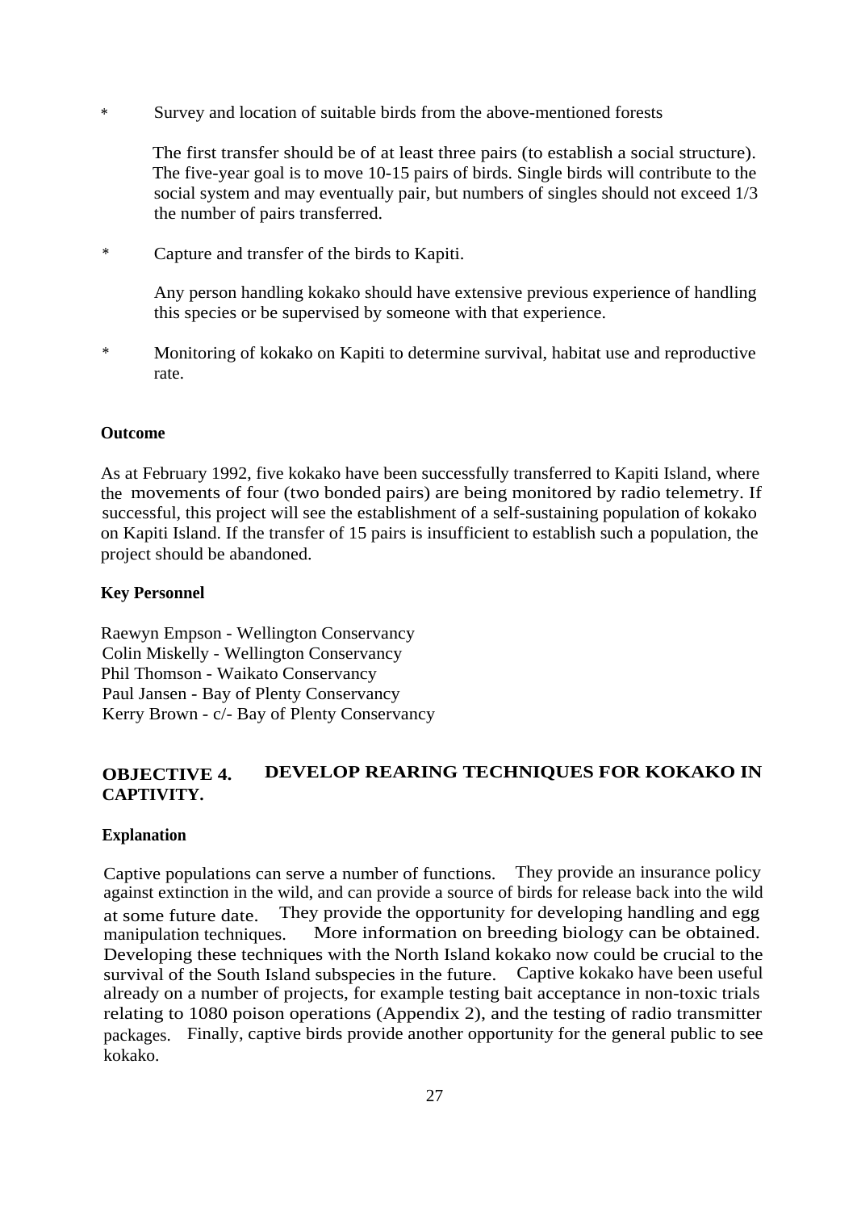* Survey and location of suitable birds from the above-mentioned forests

  The first transfer should be of at least three pairs (to establish a social structure). The five-year goal is to move 10-15 pairs of birds. Single birds will contribute to the social system and may eventually pair, but numbers of singles should not exceed 1/3 the number of pairs transferred.

* Capture and transfer of the birds to Kapiti.

  Any person handling kokako should have extensive previous experience of handling this species or be supervised by someone with that experience.

* Monitoring of kokako on Kapiti to determine survival, habitat use and reproductive rate.

**Outcome**

As at February 1992, five kokako have been successfully transferred to Kapiti Island, where the movements of four (two bonded pairs) are being monitored by radio telemetry. If successful, this project will see the establishment of a self-sustaining population of kokako on Kapiti Island. If the transfer of 15 pairs is insufficient to establish such a population, the project should be abandoned.

**Key Personnel**

Raewyn Empson - Wellington Conservancy
Colin Miskelly - Wellington Conservancy
Phil Thomson - Waikato Conservancy
Paul Jansen - Bay of Plenty Conservancy
Kerry Brown - c/- Bay of Plenty Conservancy

## OBJECTIVE 4. DEVELOP REARING TECHNIQUES FOR KOKAKO IN CAPTIVITY.

**Explanation**

Captive populations can serve a number of functions. They provide an insurance policy against extinction in the wild, and can provide a source of birds for release back into the wild at some future date. They provide the opportunity for developing handling and egg manipulation techniques. More information on breeding biology can be obtained. Developing these techniques with the North Island kokako now could be crucial to the survival of the South Island subspecies in the future. Captive kokako have been useful already on a number of projects, for example testing bait acceptance in non-toxic trials relating to 1080 poison operations (Appendix 2), and the testing of radio transmitter packages. Finally, captive birds provide another opportunity for the general public to see kokako.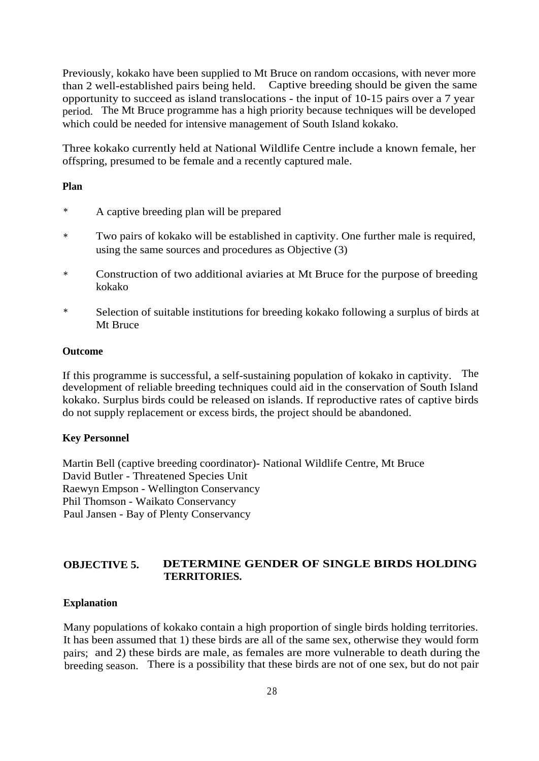Previously, kokako have been supplied to Mt Bruce on random occasions, with never more than 2 well-established pairs being held. Captive breeding should be given the same opportunity to succeed as island translocations - the input of 10-15 pairs over a 7 year period. The Mt Bruce programme has a high priority because techniques will be developed which could be needed for intensive management of South Island kokako.

Three kokako currently held at National Wildlife Centre include a known female, her offspring, presumed to be female and a recently captured male.

**Plan**

- \* A captive breeding plan will be prepared
- \* Two pairs of kokako will be established in captivity. One further male is required, using the same sources and procedures as Objective (3)
- \* Construction of two additional aviaries at Mt Bruce for the purpose of breeding kokako
- \* Selection of suitable institutions for breeding kokako following a surplus of birds at Mt Bruce

**Outcome**

If this programme is successful, a self-sustaining population of kokako in captivity. The development of reliable breeding techniques could aid in the conservation of South Island kokako. Surplus birds could be released on islands. If reproductive rates of captive birds do not supply replacement or excess birds, the project should be abandoned.

**Key Personnel**

Martin Bell (captive breeding coordinator)- National Wildlife Centre, Mt Bruce
David Butler - Threatened Species Unit
Raewyn Empson - Wellington Conservancy
Phil Thomson - Waikato Conservancy
Paul Jansen - Bay of Plenty Conservancy

## OBJECTIVE 5. DETERMINE GENDER OF SINGLE BIRDS HOLDING TERRITORIES.

**Explanation**

Many populations of kokako contain a high proportion of single birds holding territories. It has been assumed that 1) these birds are all of the same sex, otherwise they would form pairs; and 2) these birds are male, as females are more vulnerable to death during the breeding season. There is a possibility that these birds are not of one sex, but do not pair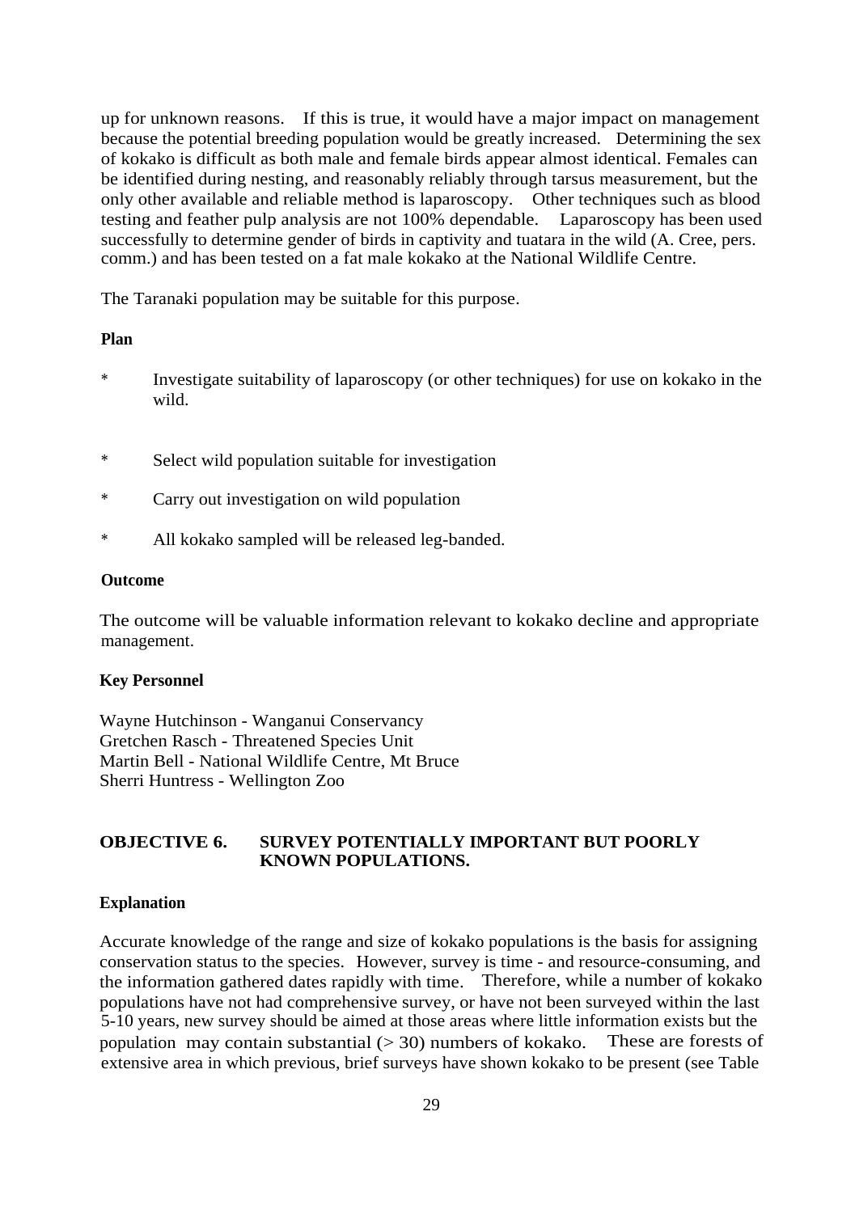up for unknown reasons. If this is true, it would have a major impact on management because the potential breeding population would be greatly increased. Determining the sex of kokako is difficult as both male and female birds appear almost identical. Females can be identified during nesting, and reasonably reliably through tarsus measurement, but the only other available and reliable method is laparoscopy. Other techniques such as blood testing and feather pulp analysis are not 100% dependable. Laparoscopy has been used successfully to determine gender of birds in captivity and tuatara in the wild (A. Cree, pers. comm.) and has been tested on a fat male kokako at the National Wildlife Centre.

The Taranaki population may be suitable for this purpose.

**Plan**

- Investigate suitability of laparoscopy (or other techniques) for use on kokako in the wild.
- Select wild population suitable for investigation
- Carry out investigation on wild population
- All kokako sampled will be released leg-banded.

**Outcome**

The outcome will be valuable information relevant to kokako decline and appropriate management.

**Key Personnel**

Wayne Hutchinson - Wanganui Conservancy
Gretchen Rasch - Threatened Species Unit
Martin Bell - National Wildlife Centre, Mt Bruce
Sherri Huntress - Wellington Zoo

## OBJECTIVE 6. SURVEY POTENTIALLY IMPORTANT BUT POORLY KNOWN POPULATIONS.

**Explanation**

Accurate knowledge of the range and size of kokako populations is the basis for assigning conservation status to the species. However, survey is time - and resource-consuming, and the information gathered dates rapidly with time. Therefore, while a number of kokako populations have not had comprehensive survey, or have not been surveyed within the last 5-10 years, new survey should be aimed at those areas where little information exists but the population may contain substantial (> 30) numbers of kokako. These are forests of extensive area in which previous, brief surveys have shown kokako to be present (see Table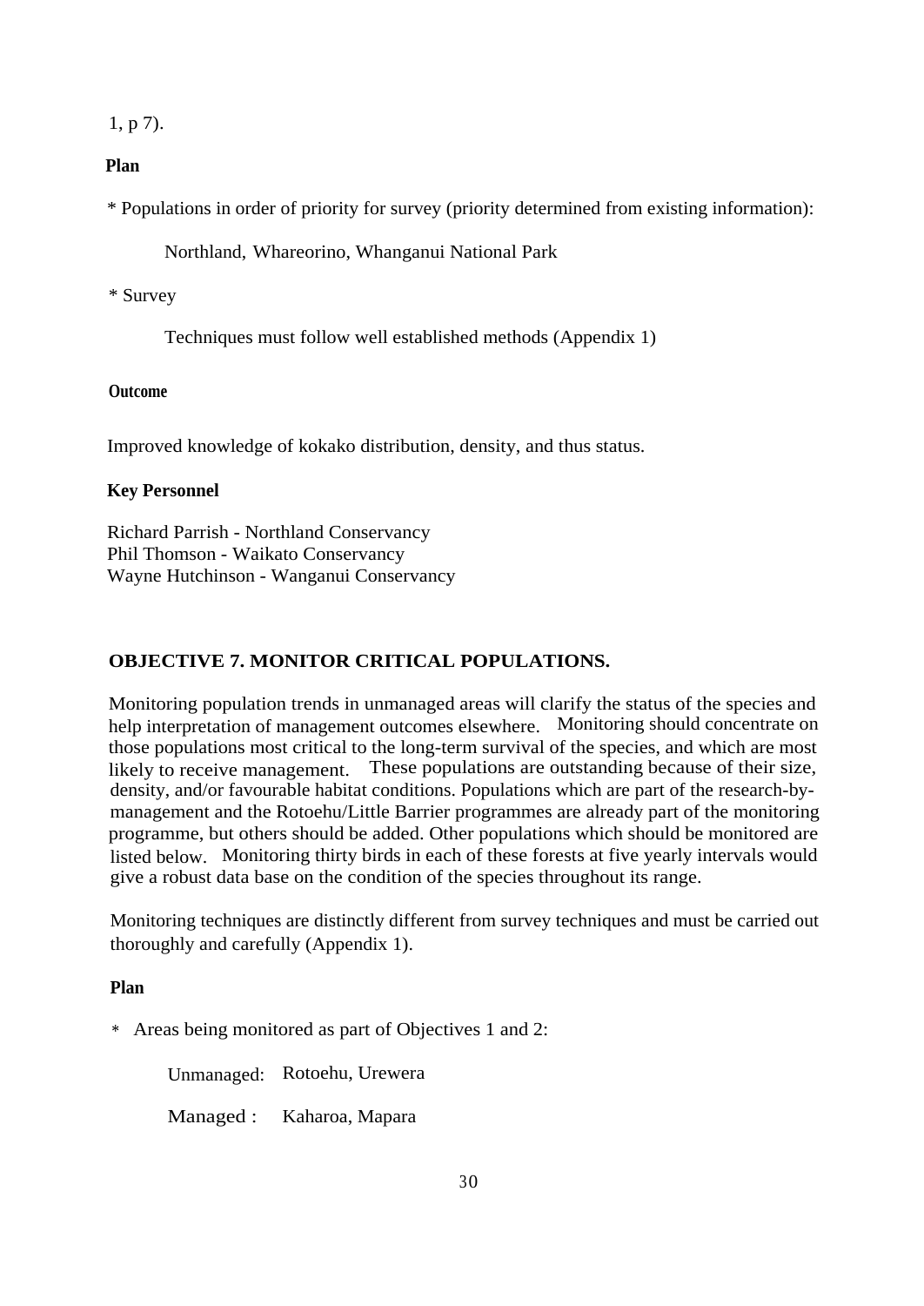1, p 7).

**Plan**

* Populations in order of priority for survey (priority determined from existing information):

    Northland, Whareorino, Whanganui National Park

* Survey

    Techniques must follow well established methods (Appendix 1)

**Outcome**

Improved knowledge of kokako distribution, density, and thus status.

**Key Personnel**

Richard Parrish - Northland Conservancy
Phil Thomson - Waikato Conservancy
Wayne Hutchinson - Wanganui Conservancy

## OBJECTIVE 7. MONITOR CRITICAL POPULATIONS.

Monitoring population trends in unmanaged areas will clarify the status of the species and help interpretation of management outcomes elsewhere. Monitoring should concentrate on those populations most critical to the long-term survival of the species, and which are most likely to receive management. These populations are outstanding because of their size, density, and/or favourable habitat conditions. Populations which are part of the research-by-management and the Rotoehu/Little Barrier programmes are already part of the monitoring programme, but others should be added. Other populations which should be monitored are listed below. Monitoring thirty birds in each of these forests at five yearly intervals would give a robust data base on the condition of the species throughout its range.

Monitoring techniques are distinctly different from survey techniques and must be carried out thoroughly and carefully (Appendix 1).

**Plan**

* Areas being monitored as part of Objectives 1 and 2:

    Unmanaged: Rotoehu, Urewera

    Managed : Kaharoa, Mapara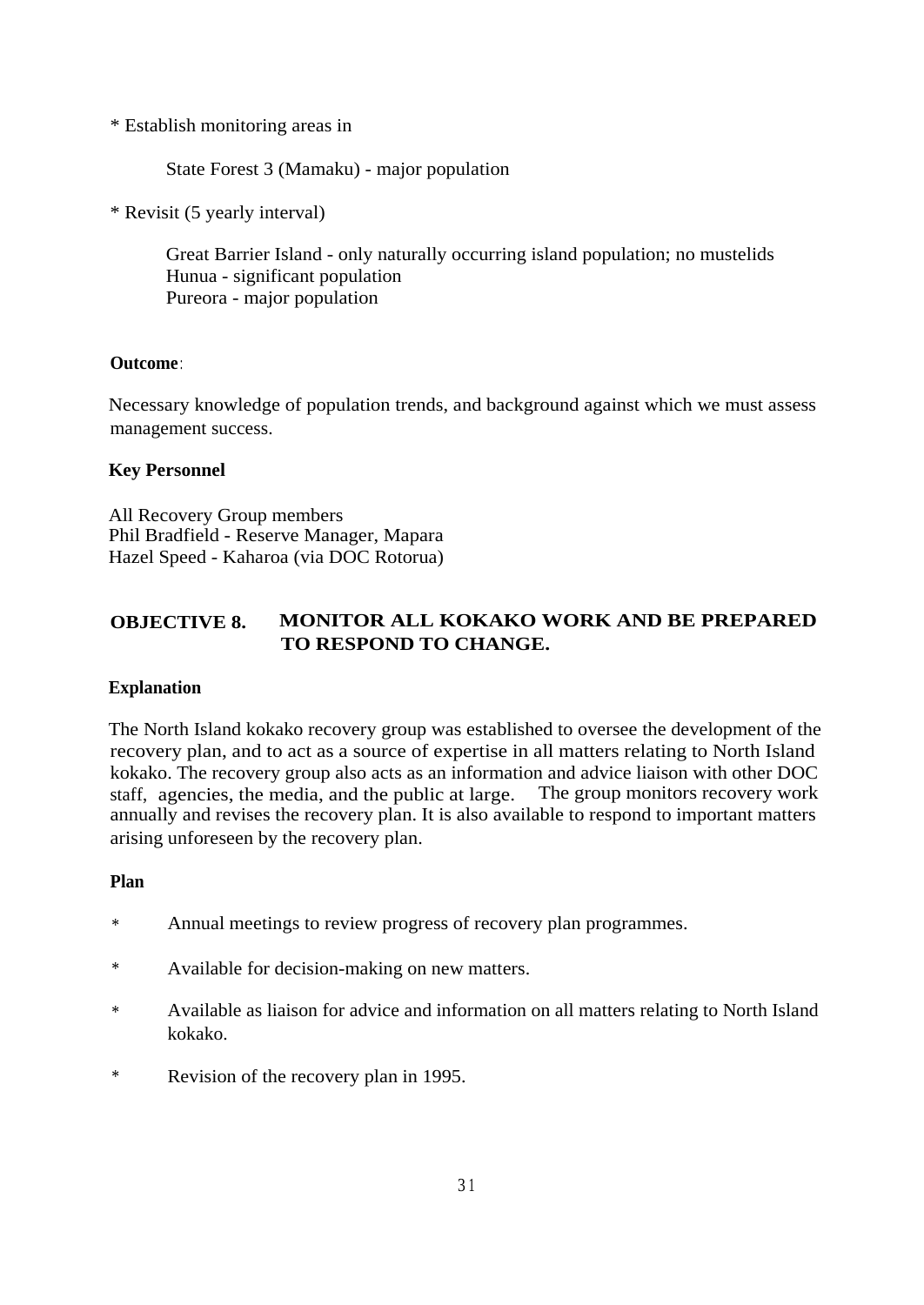* Establish monitoring areas in

State Forest 3 (Mamaku) - major population

* Revisit (5 yearly interval)

Great Barrier Island - only naturally occurring island population; no mustelids
Hunua - significant population
Pureora - major population

**Outcome**:

Necessary knowledge of population trends, and background against which we must assess management success.

**Key Personnel**

All Recovery Group members
Phil Bradfield - Reserve Manager, Mapara
Hazel Speed - Kaharoa (via DOC Rotorua)

## OBJECTIVE 8. MONITOR ALL KOKAKO WORK AND BE PREPARED TO RESPOND TO CHANGE.

**Explanation**

The North Island kokako recovery group was established to oversee the development of the recovery plan, and to act as a source of expertise in all matters relating to North Island kokako. The recovery group also acts as an information and advice liaison with other DOC staff, agencies, the media, and the public at large. The group monitors recovery work annually and revises the recovery plan. It is also available to respond to important matters arising unforeseen by the recovery plan.

**Plan**

* Annual meetings to review progress of recovery plan programmes.

* Available for decision-making on new matters.

* Available as liaison for advice and information on all matters relating to North Island kokako.

* Revision of the recovery plan in 1995.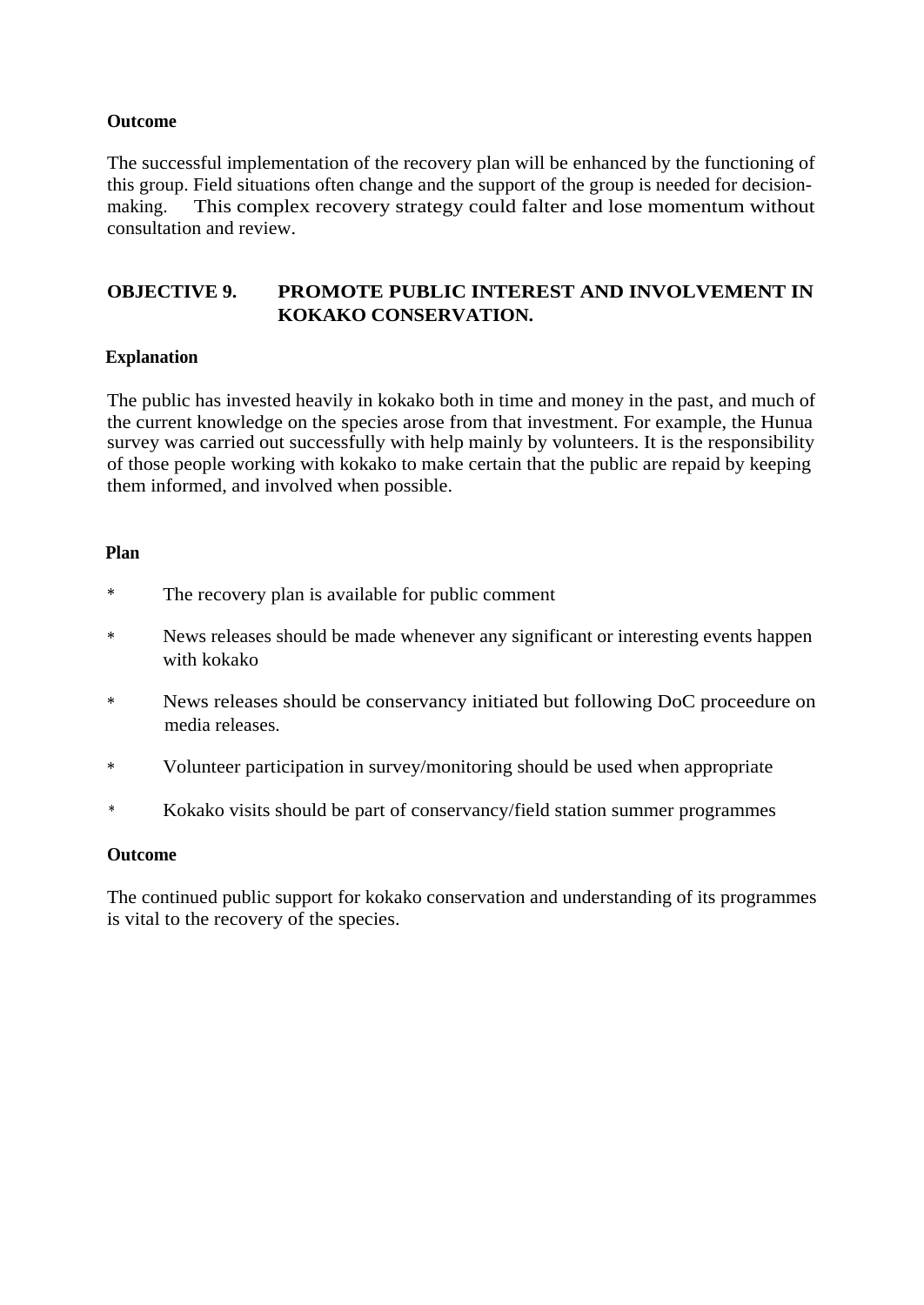**Outcome**

The successful implementation of the recovery plan will be enhanced by the functioning of this group. Field situations often change and the support of the group is needed for decision-making. This complex recovery strategy could falter and lose momentum without consultation and review.

## OBJECTIVE 9. PROMOTE PUBLIC INTEREST AND INVOLVEMENT IN KOKAKO CONSERVATION.

**Explanation**

The public has invested heavily in kokako both in time and money in the past, and much of the current knowledge on the species arose from that investment. For example, the Hunua survey was carried out successfully with help mainly by volunteers. It is the responsibility of those people working with kokako to make certain that the public are repaid by keeping them informed, and involved when possible.

**Plan**

* The recovery plan is available for public comment
* News releases should be made whenever any significant or interesting events happen with kokako
* News releases should be conservancy initiated but following DoC proceedure on media releases.
* Volunteer participation in survey/monitoring should be used when appropriate
* Kokako visits should be part of conservancy/field station summer programmes

**Outcome**

The continued public support for kokako conservation and understanding of its programmes is vital to the recovery of the species.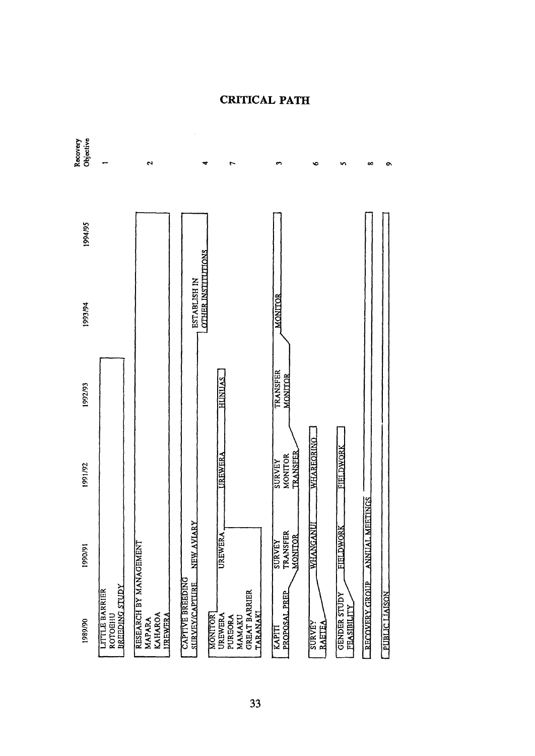# CRITICAL PATH

| 1989/90 | 1990/91 | 1991/92 | 1992/93 | 1993/94 | 1994/95 | Recovery Objective |
|---|---|---|---|---|---|---|
| LITTLE BARRIER<br>ROTOEHU<br>BREEDING STUDY | | | | | | 1 |
| RESEARCH BY MANAGEMENT<br>MAPARA<br>KAHAROA<br>UREWERA | | | | | | 2 |
| CAPTIVE BREEDING<br>SURVEY/CAPTURE | NEW AVIARY | | | ESTABLISH IN OTHER INSTITUTIONS | | 4 |
| MONITOR<br>UREWERA<br>PUREORA<br>MAMAKU<br>GREAT BARRIER<br>TARANAKI | UREWERA | UREWERA | HUNUAS | | | 7 |
| KAPITI<br>PROPOSAL PREP | SURVEY<br>TRANSFER<br>MONITOR | SURVEY<br>MONITOR<br>TRANSFER | TRANSFER<br>MONITOR | MONITOR | | 3 |
| SURVEY<br>RAETEA | WHANGANUI | WHAREORINO | | | | 6 |
| GENDER STUDY<br>FEASIBILITY | FIELDWORK | FIELDWORK | | | | 5 |
| RECOVERY GROUP | ANNUAL MEETINGS | | | | | 8 |
| PUBLIC LIAISON | | | | | | 9 |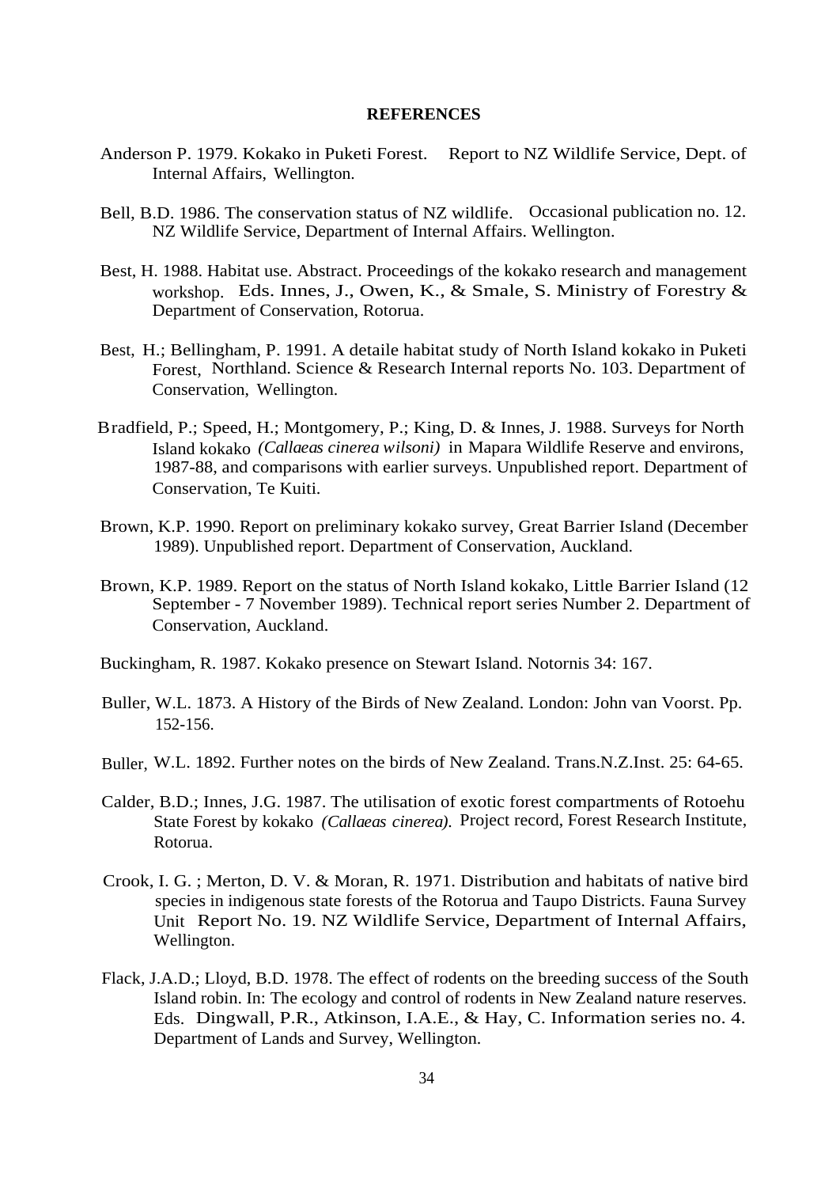## REFERENCES

Anderson P. 1979. Kokako in Puketi Forest. Report to NZ Wildlife Service, Dept. of Internal Affairs, Wellington.

Bell, B.D. 1986. The conservation status of NZ wildlife. Occasional publication no. 12. NZ Wildlife Service, Department of Internal Affairs. Wellington.

Best, H. 1988. Habitat use. Abstract. Proceedings of the kokako research and management workshop. Eds. Innes, J., Owen, K., & Smale, S. Ministry of Forestry & Department of Conservation, Rotorua.

Best, H.; Bellingham, P. 1991. A detaile habitat study of North Island kokako in Puketi Forest, Northland. Science & Research Internal reports No. 103. Department of Conservation, Wellington.

Bradfield, P.; Speed, H.; Montgomery, P.; King, D. & Innes, J. 1988. Surveys for North Island kokako *(Callaeas cinerea wilsoni)* in Mapara Wildlife Reserve and environs, 1987-88, and comparisons with earlier surveys. Unpublished report. Department of Conservation, Te Kuiti.

Brown, K.P. 1990. Report on preliminary kokako survey, Great Barrier Island (December 1989). Unpublished report. Department of Conservation, Auckland.

Brown, K.P. 1989. Report on the status of North Island kokako, Little Barrier Island (12 September - 7 November 1989). Technical report series Number 2. Department of Conservation, Auckland.

Buckingham, R. 1987. Kokako presence on Stewart Island. Notornis 34: 167.

Buller, W.L. 1873. A History of the Birds of New Zealand. London: John van Voorst. Pp. 152-156.

Buller, W.L. 1892. Further notes on the birds of New Zealand. Trans.N.Z.Inst. 25: 64-65.

Calder, B.D.; Innes, J.G. 1987. The utilisation of exotic forest compartments of Rotoehu State Forest by kokako *(Callaeas cinerea).* Project record, Forest Research Institute, Rotorua.

Crook, I. G. ; Merton, D. V. & Moran, R. 1971. Distribution and habitats of native bird species in indigenous state forests of the Rotorua and Taupo Districts. Fauna Survey Unit Report No. 19. NZ Wildlife Service, Department of Internal Affairs, Wellington.

Flack, J.A.D.; Lloyd, B.D. 1978. The effect of rodents on the breeding success of the South Island robin. In: The ecology and control of rodents in New Zealand nature reserves. Eds. Dingwall, P.R., Atkinson, I.A.E., & Hay, C. Information series no. 4. Department of Lands and Survey, Wellington.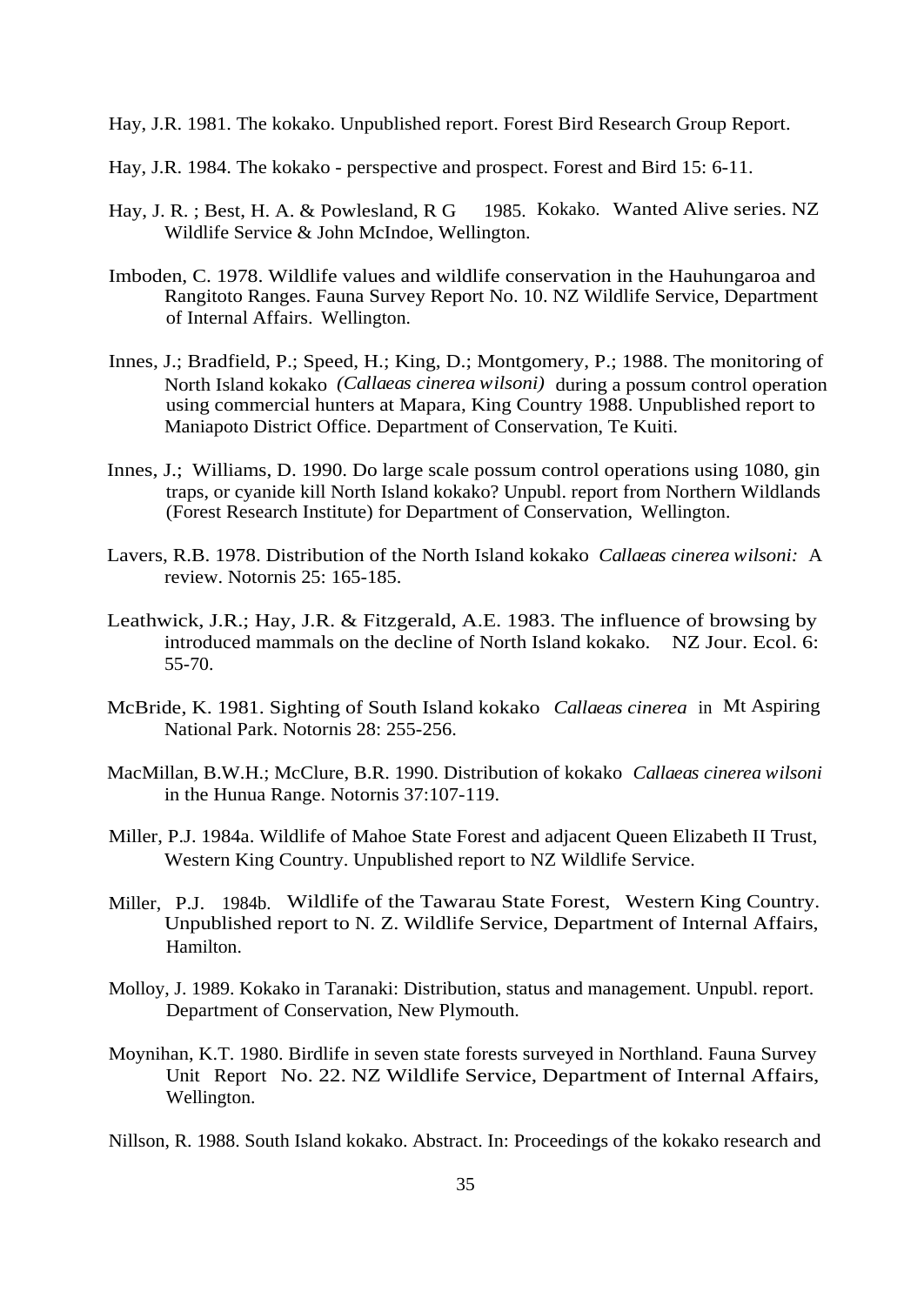Hay, J.R. 1981. The kokako. Unpublished report. Forest Bird Research Group Report.

Hay, J.R. 1984. The kokako - perspective and prospect. Forest and Bird 15: 6-11.

Hay, J. R. ; Best, H. A. & Powlesland, R G 1985. Kokako. Wanted Alive series. NZ Wildlife Service & John McIndoe, Wellington.

Imboden, C. 1978. Wildlife values and wildlife conservation in the Hauhungaroa and Rangitoto Ranges. Fauna Survey Report No. 10. NZ Wildlife Service, Department of Internal Affairs. Wellington.

Innes, J.; Bradfield, P.; Speed, H.; King, D.; Montgomery, P.; 1988. The monitoring of North Island kokako *(Callaeas cinerea wilsoni)* during a possum control operation using commercial hunters at Mapara, King Country 1988. Unpublished report to Maniapoto District Office. Department of Conservation, Te Kuiti.

Innes, J.; Williams, D. 1990. Do large scale possum control operations using 1080, gin traps, or cyanide kill North Island kokako? Unpubl. report from Northern Wildlands (Forest Research Institute) for Department of Conservation, Wellington.

Lavers, R.B. 1978. Distribution of the North Island kokako *Callaeas cinerea wilsoni:* A review. Notornis 25: 165-185.

Leathwick, J.R.; Hay, J.R. & Fitzgerald, A.E. 1983. The influence of browsing by introduced mammals on the decline of North Island kokako. NZ Jour. Ecol. 6: 55-70.

McBride, K. 1981. Sighting of South Island kokako *Callaeas cinerea* in Mt Aspiring National Park. Notornis 28: 255-256.

MacMillan, B.W.H.; McClure, B.R. 1990. Distribution of kokako *Callaeas cinerea wilsoni* in the Hunua Range. Notornis 37:107-119.

Miller, P.J. 1984a. Wildlife of Mahoe State Forest and adjacent Queen Elizabeth II Trust, Western King Country. Unpublished report to NZ Wildlife Service.

Miller, P.J. 1984b. Wildlife of the Tawarau State Forest, Western King Country. Unpublished report to N. Z. Wildlife Service, Department of Internal Affairs, Hamilton.

Molloy, J. 1989. Kokako in Taranaki: Distribution, status and management. Unpubl. report. Department of Conservation, New Plymouth.

Moynihan, K.T. 1980. Birdlife in seven state forests surveyed in Northland. Fauna Survey Unit Report No. 22. NZ Wildlife Service, Department of Internal Affairs, Wellington.

Nillson, R. 1988. South Island kokako. Abstract. In: Proceedings of the kokako research and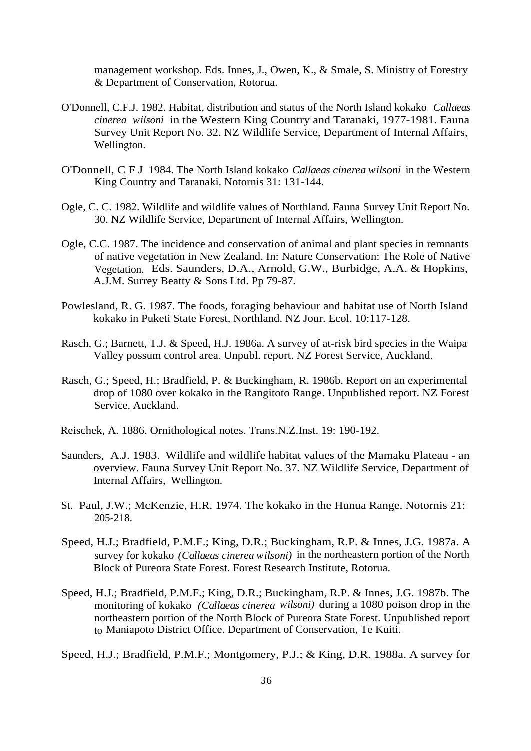management workshop. Eds. Innes, J., Owen, K., & Smale, S. Ministry of Forestry & Department of Conservation, Rotorua.

O'Donnell, C.F.J. 1982. Habitat, distribution and status of the North Island kokako *Callaeas cinerea wilsoni* in the Western King Country and Taranaki, 1977-1981. Fauna Survey Unit Report No. 32. NZ Wildlife Service, Department of Internal Affairs, Wellington.

O'Donnell, C F J 1984. The North Island kokako *Callaeas cinerea wilsoni* in the Western King Country and Taranaki. Notornis 31: 131-144.

Ogle, C. C. 1982. Wildlife and wildlife values of Northland. Fauna Survey Unit Report No. 30. NZ Wildlife Service, Department of Internal Affairs, Wellington.

Ogle, C.C. 1987. The incidence and conservation of animal and plant species in remnants of native vegetation in New Zealand. In: Nature Conservation: The Role of Native Vegetation. Eds. Saunders, D.A., Arnold, G.W., Burbidge, A.A. & Hopkins, A.J.M. Surrey Beatty & Sons Ltd. Pp 79-87.

Powlesland, R. G. 1987. The foods, foraging behaviour and habitat use of North Island kokako in Puketi State Forest, Northland. NZ Jour. Ecol. 10:117-128.

Rasch, G.; Barnett, T.J. & Speed, H.J. 1986a. A survey of at-risk bird species in the Waipa Valley possum control area. Unpubl. report. NZ Forest Service, Auckland.

Rasch, G.; Speed, H.; Bradfield, P. & Buckingham, R. 1986b. Report on an experimental drop of 1080 over kokako in the Rangitoto Range. Unpublished report. NZ Forest Service, Auckland.

Reischek, A. 1886. Ornithological notes. Trans.N.Z.Inst. 19: 190-192.

Saunders, A.J. 1983. Wildlife and wildlife habitat values of the Mamaku Plateau - an overview. Fauna Survey Unit Report No. 37. NZ Wildlife Service, Department of Internal Affairs, Wellington.

St. Paul, J.W.; McKenzie, H.R. 1974. The kokako in the Hunua Range. Notornis 21: 205-218.

Speed, H.J.; Bradfield, P.M.F.; King, D.R.; Buckingham, R.P. & Innes, J.G. 1987a. A survey for kokako *(Callaeas cinerea wilsoni)* in the northeastern portion of the North Block of Pureora State Forest. Forest Research Institute, Rotorua.

Speed, H.J.; Bradfield, P.M.F.; King, D.R.; Buckingham, R.P. & Innes, J.G. 1987b. The monitoring of kokako *(Callaeas cinerea wilsoni)* during a 1080 poison drop in the northeastern portion of the North Block of Pureora State Forest. Unpublished report to Maniapoto District Office. Department of Conservation, Te Kuiti.

Speed, H.J.; Bradfield, P.M.F.; Montgomery, P.J.; & King, D.R. 1988a. A survey for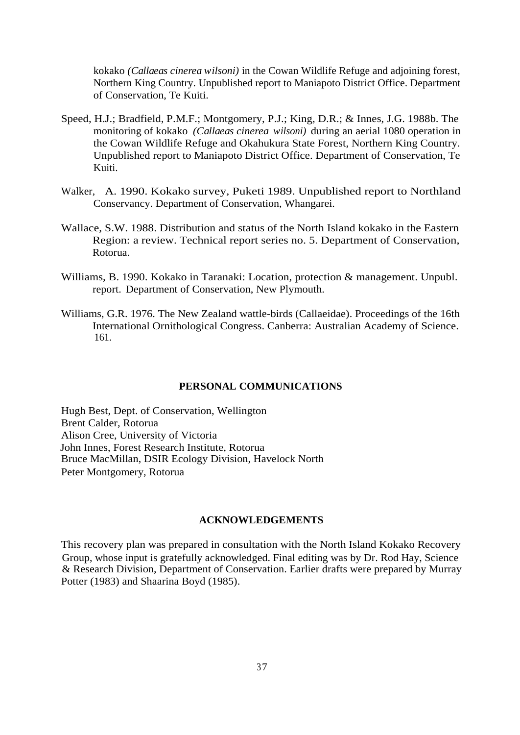kokako *(Callaeas cinerea wilsoni)* in the Cowan Wildlife Refuge and adjoining forest, Northern King Country. Unpublished report to Maniapoto District Office. Department of Conservation, Te Kuiti.

Speed, H.J.; Bradfield, P.M.F.; Montgomery, P.J.; King, D.R.; & Innes, J.G. 1988b. The monitoring of kokako *(Callaeas cinerea wilsoni)* during an aerial 1080 operation in the Cowan Wildlife Refuge and Okahukura State Forest, Northern King Country. Unpublished report to Maniapoto District Office. Department of Conservation, Te Kuiti.

Walker, A. 1990. Kokako survey, Puketi 1989. Unpublished report to Northland Conservancy. Department of Conservation, Whangarei.

Wallace, S.W. 1988. Distribution and status of the North Island kokako in the Eastern Region: a review. Technical report series no. 5. Department of Conservation, Rotorua.

Williams, B. 1990. Kokako in Taranaki: Location, protection & management. Unpubl. report. Department of Conservation, New Plymouth.

Williams, G.R. 1976. The New Zealand wattle-birds (Callaeidae). Proceedings of the 16th International Ornithological Congress. Canberra: Australian Academy of Science. 161.

## PERSONAL COMMUNICATIONS

Hugh Best, Dept. of Conservation, Wellington  
Brent Calder, Rotorua  
Alison Cree, University of Victoria  
John Innes, Forest Research Institute, Rotorua  
Bruce MacMillan, DSIR Ecology Division, Havelock North  
Peter Montgomery, Rotorua

## ACKNOWLEDGEMENTS

This recovery plan was prepared in consultation with the North Island Kokako Recovery Group, whose input is gratefully acknowledged. Final editing was by Dr. Rod Hay, Science & Research Division, Department of Conservation. Earlier drafts were prepared by Murray Potter (1983) and Shaarina Boyd (1985).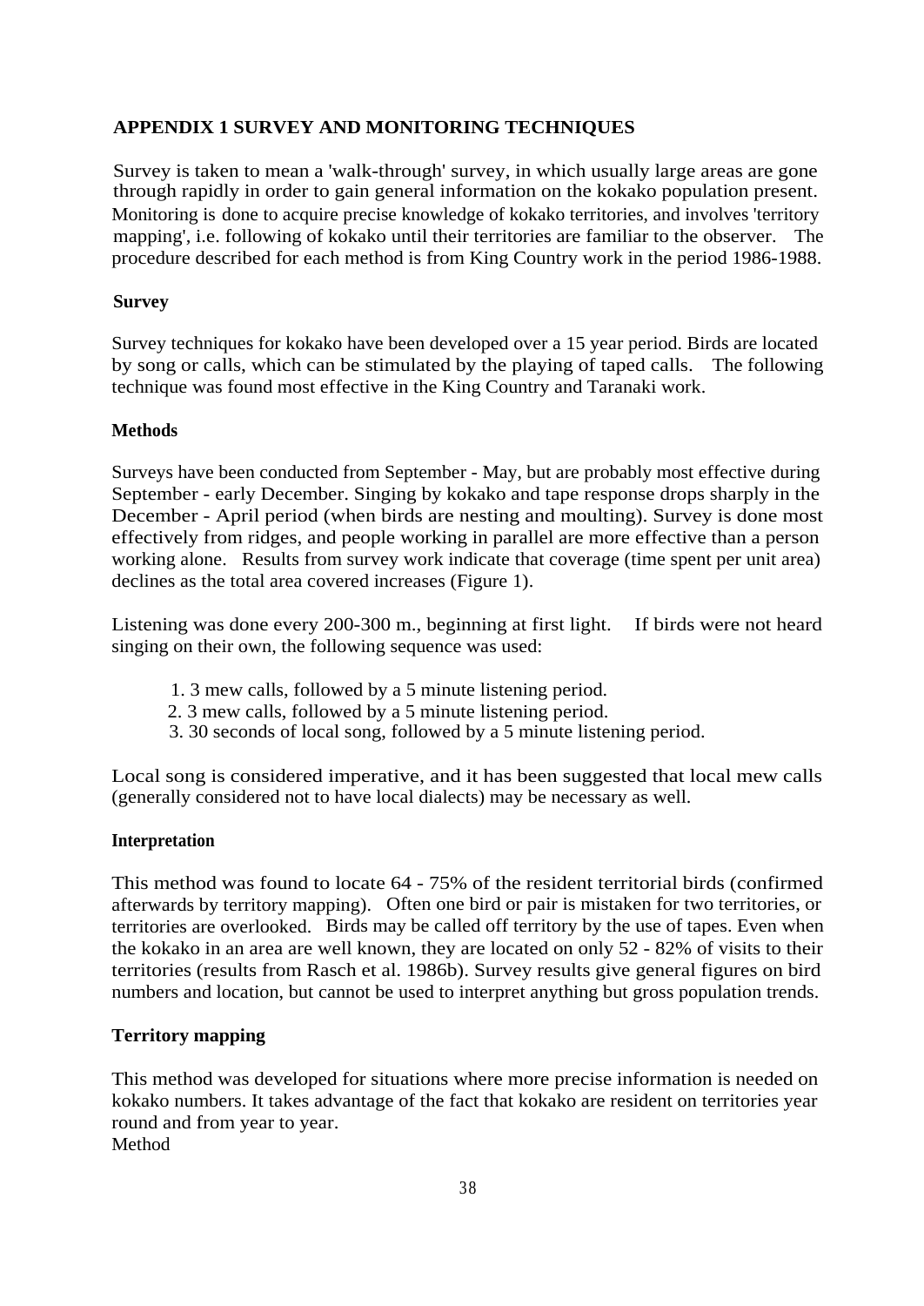## APPENDIX 1 SURVEY AND MONITORING TECHNIQUES

Survey is taken to mean a 'walk-through' survey, in which usually large areas are gone through rapidly in order to gain general information on the kokako population present. Monitoring is done to acquire precise knowledge of kokako territories, and involves 'territory mapping', i.e. following of kokako until their territories are familiar to the observer. The procedure described for each method is from King Country work in the period 1986-1988.

### Survey

Survey techniques for kokako have been developed over a 15 year period. Birds are located by song or calls, which can be stimulated by the playing of taped calls. The following technique was found most effective in the King Country and Taranaki work.

#### Methods

Surveys have been conducted from September - May, but are probably most effective during September - early December. Singing by kokako and tape response drops sharply in the December - April period (when birds are nesting and moulting). Survey is done most effectively from ridges, and people working in parallel are more effective than a person working alone. Results from survey work indicate that coverage (time spent per unit area) declines as the total area covered increases (Figure 1).

Listening was done every 200-300 m., beginning at first light. If birds were not heard singing on their own, the following sequence was used:

1. 3 mew calls, followed by a 5 minute listening period.
2. 3 mew calls, followed by a 5 minute listening period.
3. 30 seconds of local song, followed by a 5 minute listening period.

Local song is considered imperative, and it has been suggested that local mew calls (generally considered not to have local dialects) may be necessary as well.

#### Interpretation

This method was found to locate 64 - 75% of the resident territorial birds (confirmed afterwards by territory mapping). Often one bird or pair is mistaken for two territories, or territories are overlooked. Birds may be called off territory by the use of tapes. Even when the kokako in an area are well known, they are located on only 52 - 82% of visits to their territories (results from Rasch et al. 1986b). Survey results give general figures on bird numbers and location, but cannot be used to interpret anything but gross population trends.

### Territory mapping

This method was developed for situations where more precise information is needed on kokako numbers. It takes advantage of the fact that kokako are resident on territories year round and from year to year.

Method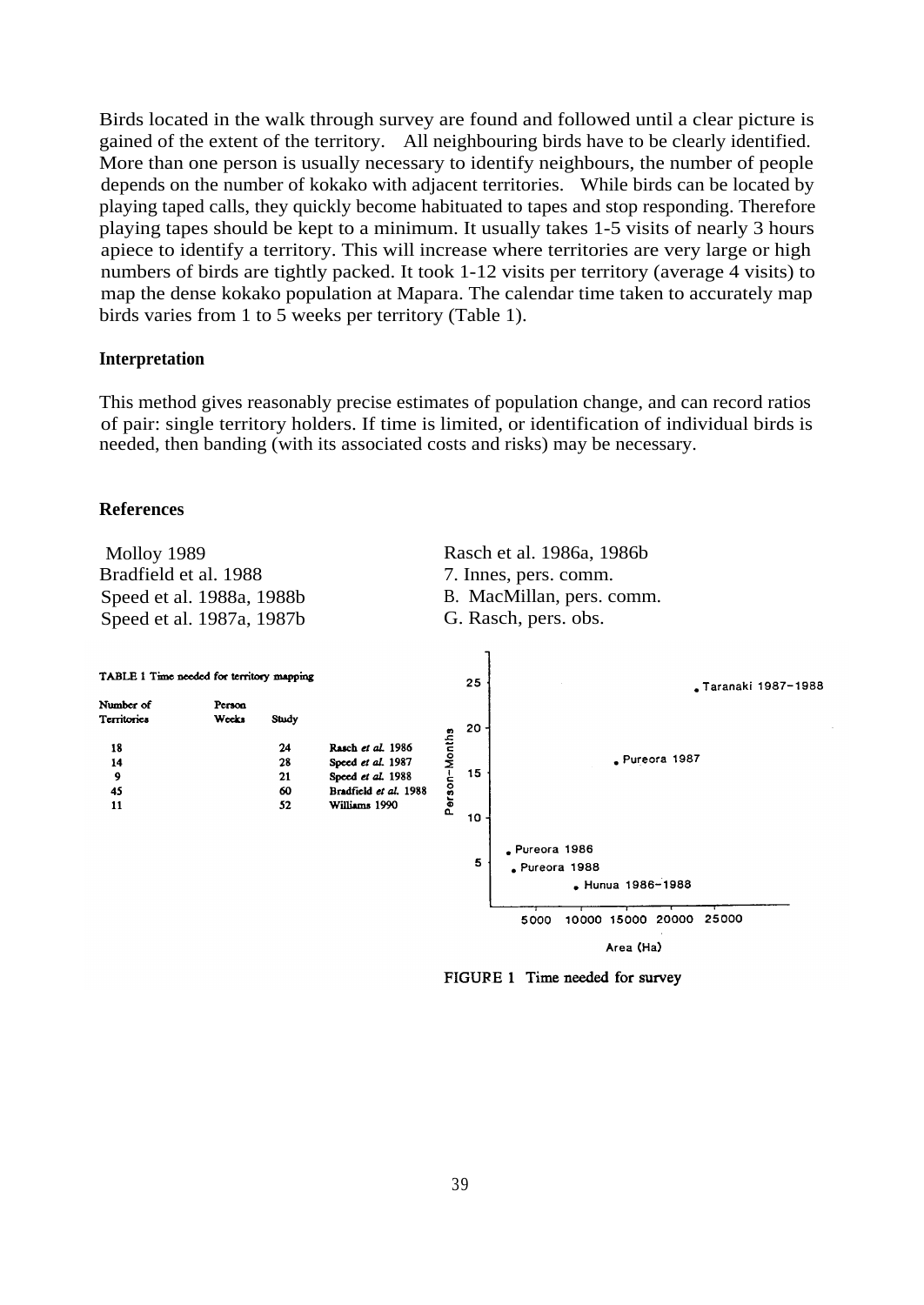Birds located in the walk through survey are found and followed until a clear picture is gained of the extent of the territory. All neighbouring birds have to be clearly identified. More than one person is usually necessary to identify neighbours, the number of people depends on the number of kokako with adjacent territories. While birds can be located by playing taped calls, they quickly become habituated to tapes and stop responding. Therefore playing tapes should be kept to a minimum. It usually takes 1-5 visits of nearly 3 hours apiece to identify a territory. This will increase where territories are very large or high numbers of birds are tightly packed. It took 1-12 visits per territory (average 4 visits) to map the dense kokako population at Mapara. The calendar time taken to accurately map birds varies from 1 to 5 weeks per territory (Table 1).

**Interpretation**

This method gives reasonably precise estimates of population change, and can record ratios of pair: single territory holders. If time is limited, or identification of individual birds is needed, then banding (with its associated costs and risks) may be necessary.

**References**

Molloy 1989
Bradfield et al. 1988
Speed et al. 1988a, 1988b
Speed et al. 1987a, 1987b
Rasch et al. 1986a, 1986b
7. Innes, pers. comm.
B. MacMillan, pers. comm.
G. Rasch, pers. obs.

TABLE 1 Time needed for territory mapping

| Number of Territories | Person Weeks | Study |
|---|---|---|
| 18 | 24 | Rasch *et al.* 1986 |
| 14 | 28 | Speed *et al.* 1987 |
| 9 | 21 | Speed *et al.* 1988 |
| 45 | 60 | Bradfield *et al.* 1988 |
| 11 | 52 | Williams 1990 |

FIGURE 1 Time needed for survey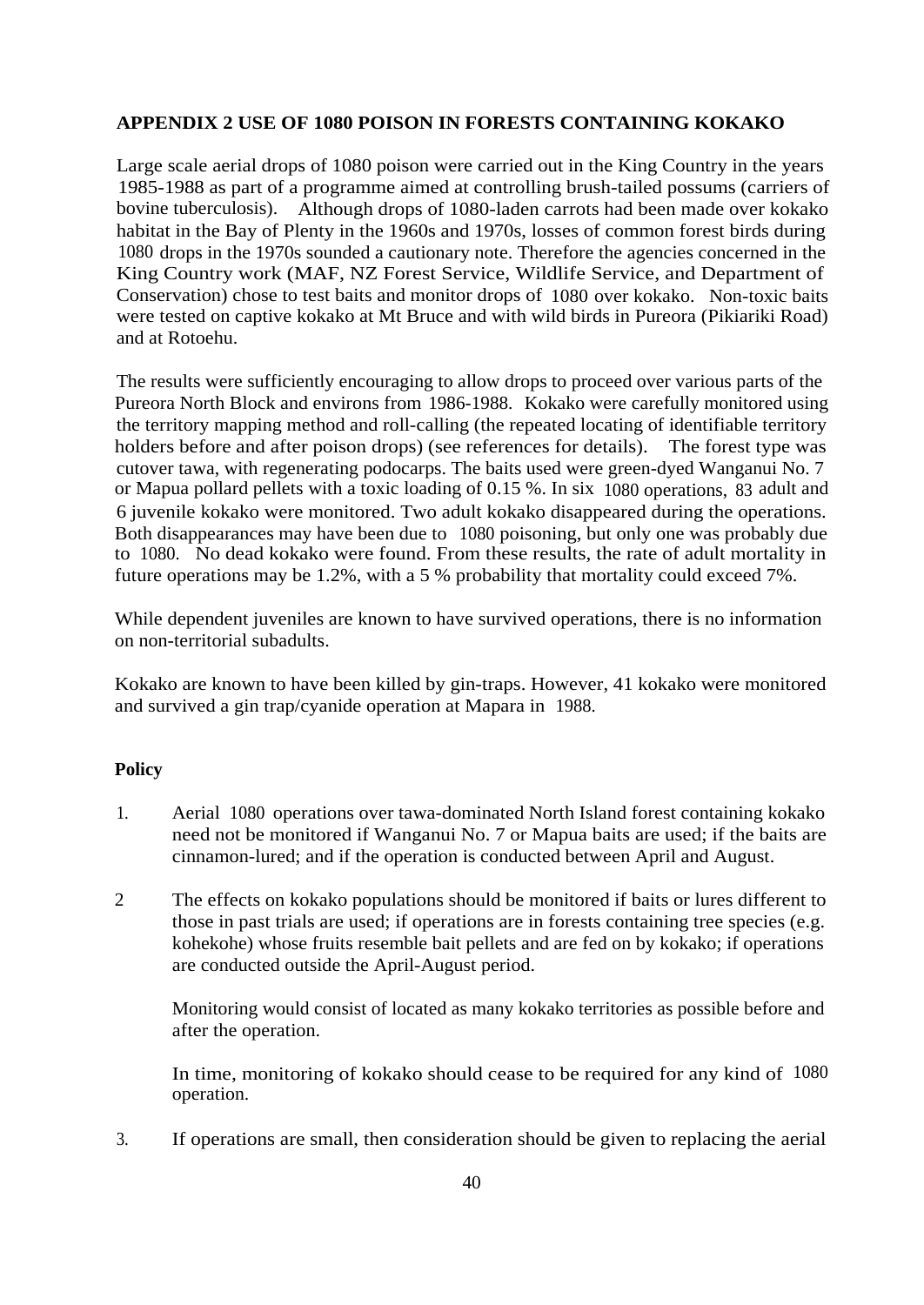## APPENDIX 2 USE OF 1080 POISON IN FORESTS CONTAINING KOKAKO

Large scale aerial drops of 1080 poison were carried out in the King Country in the years 1985-1988 as part of a programme aimed at controlling brush-tailed possums (carriers of bovine tuberculosis). Although drops of 1080-laden carrots had been made over kokako habitat in the Bay of Plenty in the 1960s and 1970s, losses of common forest birds during 1080 drops in the 1970s sounded a cautionary note. Therefore the agencies concerned in the King Country work (MAF, NZ Forest Service, Wildlife Service, and Department of Conservation) chose to test baits and monitor drops of 1080 over kokako. Non-toxic baits were tested on captive kokako at Mt Bruce and with wild birds in Pureora (Pikiariki Road) and at Rotoehu.

The results were sufficiently encouraging to allow drops to proceed over various parts of the Pureora North Block and environs from 1986-1988. Kokako were carefully monitored using the territory mapping method and roll-calling (the repeated locating of identifiable territory holders before and after poison drops) (see references for details). The forest type was cutover tawa, with regenerating podocarps. The baits used were green-dyed Wanganui No. 7 or Mapua pollard pellets with a toxic loading of 0.15 %. In six 1080 operations, 83 adult and 6 juvenile kokako were monitored. Two adult kokako disappeared during the operations. Both disappearances may have been due to 1080 poisoning, but only one was probably due to 1080. No dead kokako were found. From these results, the rate of adult mortality in future operations may be 1.2%, with a 5 % probability that mortality could exceed 7%.

While dependent juveniles are known to have survived operations, there is no information on non-territorial subadults.

Kokako are known to have been killed by gin-traps. However, 41 kokako were monitored and survived a gin trap/cyanide operation at Mapara in 1988.

### Policy

1. Aerial 1080 operations over tawa-dominated North Island forest containing kokako need not be monitored if Wanganui No. 7 or Mapua baits are used; if the baits are cinnamon-lured; and if the operation is conducted between April and August.

2. The effects on kokako populations should be monitored if baits or lures different to those in past trials are used; if operations are in forests containing tree species (e.g. kohekohe) whose fruits resemble bait pellets and are fed on by kokako; if operations are conducted outside the April-August period.

   Monitoring would consist of located as many kokako territories as possible before and after the operation.

   In time, monitoring of kokako should cease to be required for any kind of 1080 operation.

3. If operations are small, then consideration should be given to replacing the aerial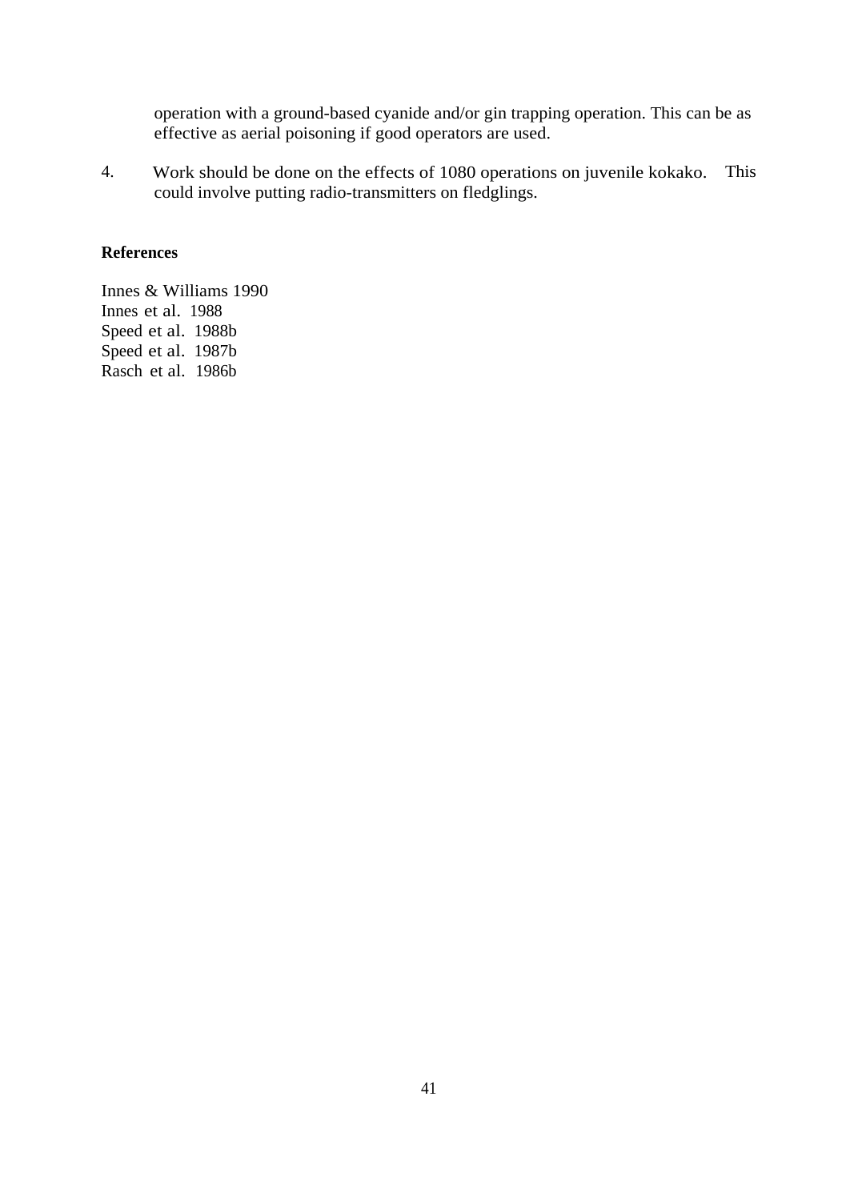operation with a ground-based cyanide and/or gin trapping operation. This can be as effective as aerial poisoning if good operators are used.

4. Work should be done on the effects of 1080 operations on juvenile kokako. This could involve putting radio-transmitters on fledglings.

**References**

Innes & Williams 1990
Innes et al. 1988
Speed et al. 1988b
Speed et al. 1987b
Rasch et al. 1986b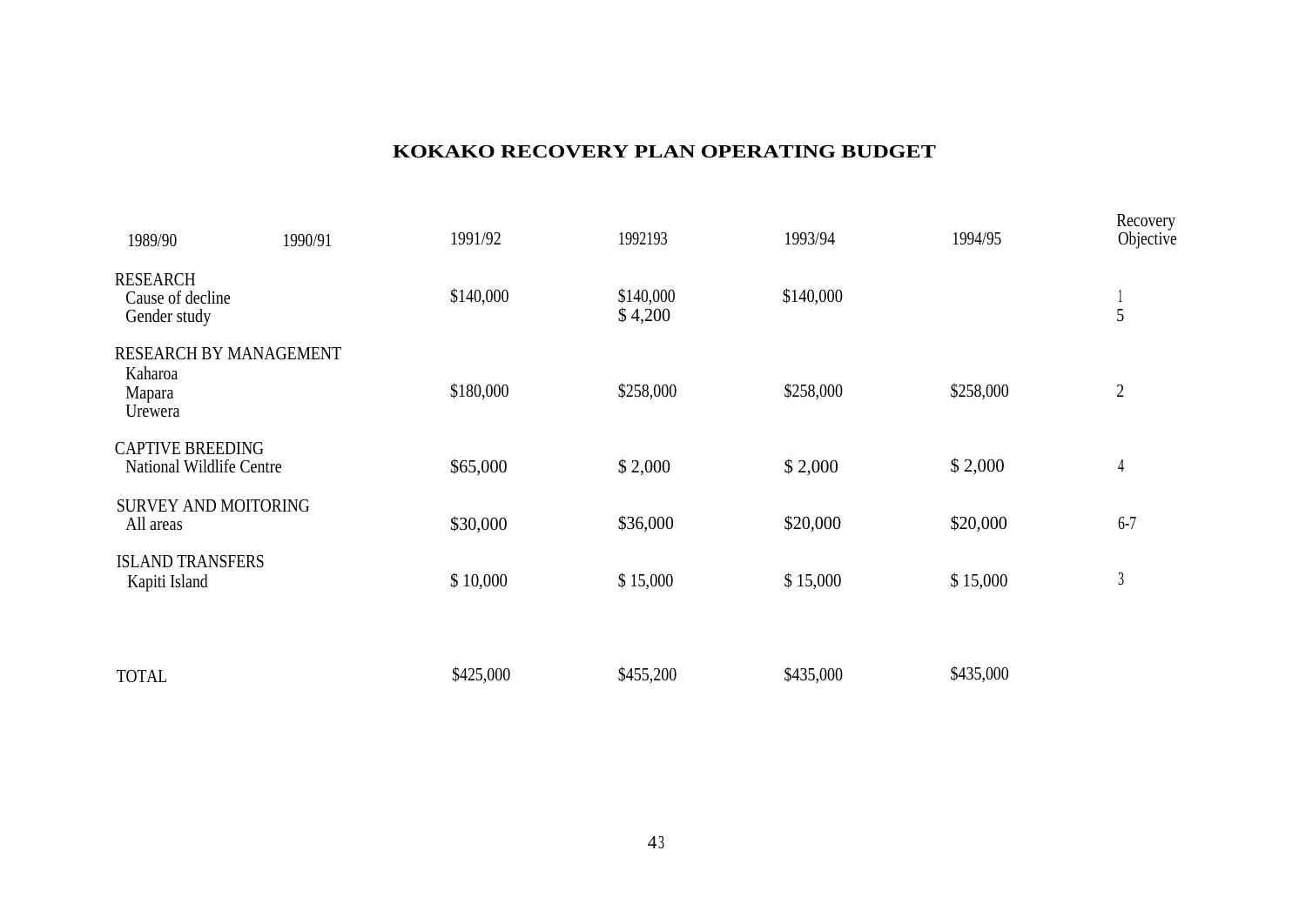# KOKAKO RECOVERY PLAN OPERATING BUDGET

| 1989/90 | 1990/91 | 1991/92 | 1992193 | 1993/94 | 1994/95 | Recovery Objective |
|---|---|---|---|---|---|---|
| RESEARCH | | | | | | |
| Cause of decline | | $140,000 | $140,000 | $140,000 | | 1 |
| Gender study | | | $ 4,200 | | | 5 |
| RESEARCH BY MANAGEMENT | | | | | | |
| Kaharoa<br>Mapara<br>Urewera | | $180,000 | $258,000 | $258,000 | $258,000 | 2 |
| CAPTIVE BREEDING | | | | | | |
| National Wildlife Centre | | $65,000 | $ 2,000 | $ 2,000 | $ 2,000 | 4 |
| SURVEY AND MOITORING | | | | | | |
| All areas | | $30,000 | $36,000 | $20,000 | $20,000 | 6-7 |
| ISLAND TRANSFERS | | | | | | |
| Kapiti Island | | $ 10,000 | $ 15,000 | $ 15,000 | $ 15,000 | 3 |
| TOTAL | | $425,000 | $455,200 | $435,000 | $435,000 | |